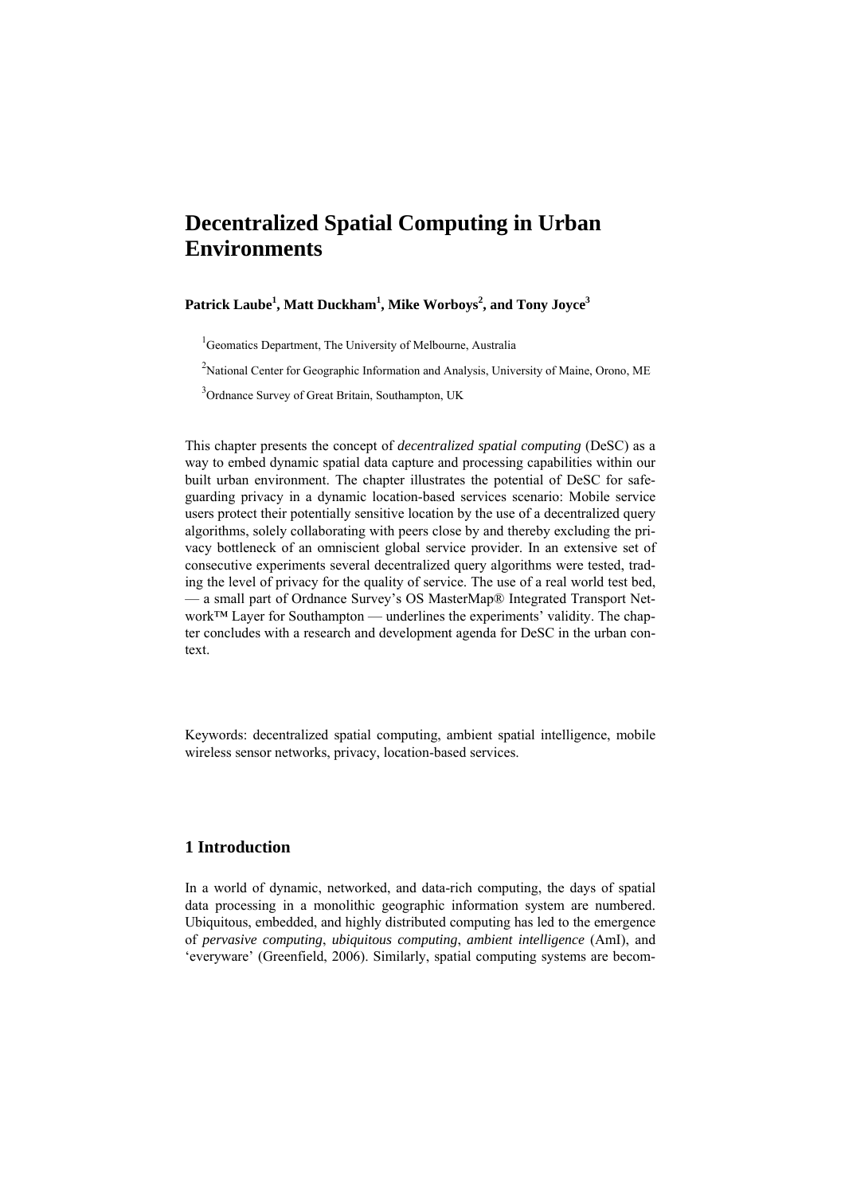# Decentralized Spatial Computing in Urban Environments

**Patrick Laube[1], Matt Duckham[1], Mike Worboys[2], and Tony Joyce[3]**

[1]Geomatics Department, The University of Melbourne, Australia

[2]National Center for Geographic Information and Analysis, University of Maine, Orono, ME

[3]Ordnance Survey of Great Britain, Southampton, UK

This chapter presents the concept of *decentralized spatial computing* (DeSC) as a way to embed dynamic spatial data capture and processing capabilities within our built urban environment. The chapter illustrates the potential of DeSC for safeguarding privacy in a dynamic location-based services scenario: Mobile service users protect their potentially sensitive location by the use of a decentralized query algorithms, solely collaborating with peers close by and thereby excluding the privacy bottleneck of an omniscient global service provider. In an extensive set of consecutive experiments several decentralized query algorithms were tested, trading the level of privacy for the quality of service. The use of a real world test bed, — a small part of Ordnance Survey's OS MasterMap® Integrated Transport Network™ Layer for Southampton — underlines the experiments' validity. The chapter concludes with a research and development agenda for DeSC in the urban context.

Keywords: decentralized spatial computing, ambient spatial intelligence, mobile wireless sensor networks, privacy, location-based services.

## 1 Introduction

In a world of dynamic, networked, and data-rich computing, the days of spatial data processing in a monolithic geographic information system are numbered. Ubiquitous, embedded, and highly distributed computing has led to the emergence of *pervasive computing*, *ubiquitous computing*, *ambient intelligence* (AmI), and 'everyware' (Greenfield, 2006). Similarly, spatial computing systems are becom-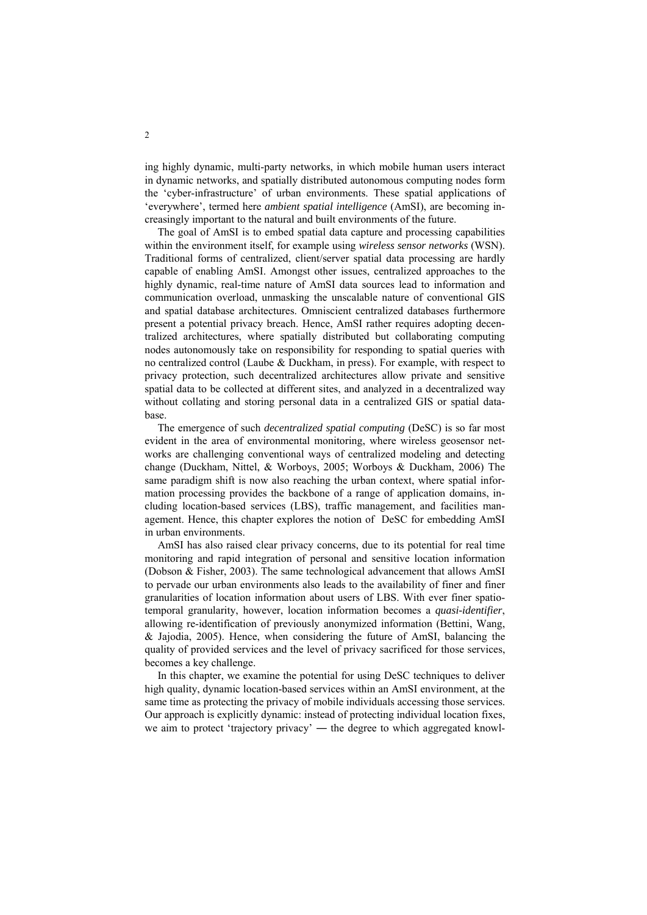ing highly dynamic, multi-party networks, in which mobile human users interact in dynamic networks, and spatially distributed autonomous computing nodes form the 'cyber-infrastructure' of urban environments. These spatial applications of 'everywhere', termed here *ambient spatial intelligence* (AmSI), are becoming increasingly important to the natural and built environments of the future.

The goal of AmSI is to embed spatial data capture and processing capabilities within the environment itself, for example using *wireless sensor networks* (WSN). Traditional forms of centralized, client/server spatial data processing are hardly capable of enabling AmSI. Amongst other issues, centralized approaches to the highly dynamic, real-time nature of AmSI data sources lead to information and communication overload, unmasking the unscalable nature of conventional GIS and spatial database architectures. Omniscient centralized databases furthermore present a potential privacy breach. Hence, AmSI rather requires adopting decentralized architectures, where spatially distributed but collaborating computing nodes autonomously take on responsibility for responding to spatial queries with no centralized control (Laube & Duckham, in press). For example, with respect to privacy protection, such decentralized architectures allow private and sensitive spatial data to be collected at different sites, and analyzed in a decentralized way without collating and storing personal data in a centralized GIS or spatial database.

The emergence of such *decentralized spatial computing* (DeSC) is so far most evident in the area of environmental monitoring, where wireless geosensor networks are challenging conventional ways of centralized modeling and detecting change (Duckham, Nittel, & Worboys, 2005; Worboys & Duckham, 2006) The same paradigm shift is now also reaching the urban context, where spatial information processing provides the backbone of a range of application domains, including location-based services (LBS), traffic management, and facilities management. Hence, this chapter explores the notion of DeSC for embedding AmSI in urban environments.

AmSI has also raised clear privacy concerns, due to its potential for real time monitoring and rapid integration of personal and sensitive location information (Dobson & Fisher, 2003). The same technological advancement that allows AmSI to pervade our urban environments also leads to the availability of finer and finer granularities of location information about users of LBS. With ever finer spatiotemporal granularity, however, location information becomes a *quasi-identifier*, allowing re-identification of previously anonymized information (Bettini, Wang, & Jajodia, 2005). Hence, when considering the future of AmSI, balancing the quality of provided services and the level of privacy sacrificed for those services, becomes a key challenge.

In this chapter, we examine the potential for using DeSC techniques to deliver high quality, dynamic location-based services within an AmSI environment, at the same time as protecting the privacy of mobile individuals accessing those services. Our approach is explicitly dynamic: instead of protecting individual location fixes, we aim to protect 'trajectory privacy' — the degree to which aggregated knowl-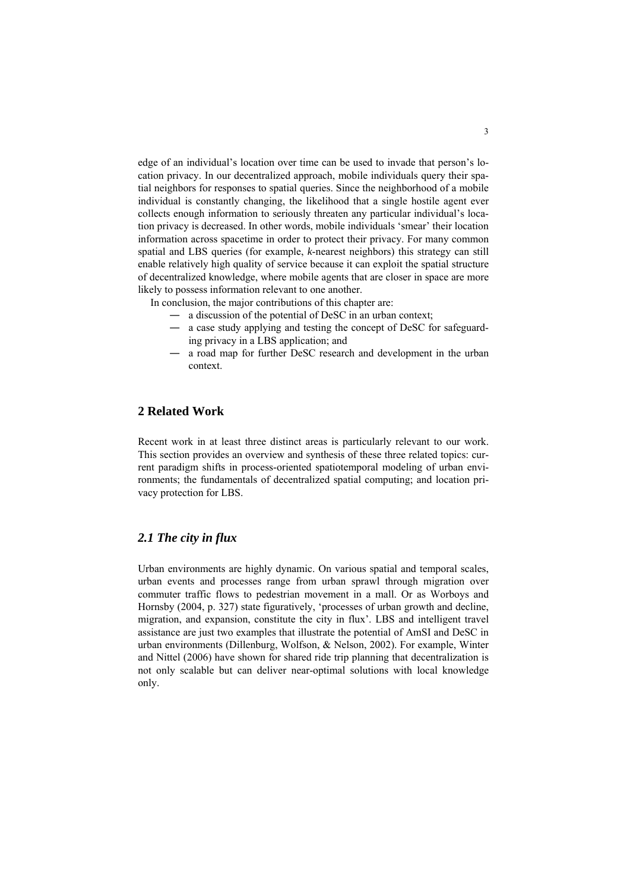edge of an individual's location over time can be used to invade that person's location privacy. In our decentralized approach, mobile individuals query their spatial neighbors for responses to spatial queries. Since the neighborhood of a mobile individual is constantly changing, the likelihood that a single hostile agent ever collects enough information to seriously threaten any particular individual's location privacy is decreased. In other words, mobile individuals 'smear' their location information across spacetime in order to protect their privacy. For many common spatial and LBS queries (for example, *k*-nearest neighbors) this strategy can still enable relatively high quality of service because it can exploit the spatial structure of decentralized knowledge, where mobile agents that are closer in space are more likely to possess information relevant to one another.

In conclusion, the major contributions of this chapter are:

- a discussion of the potential of DeSC in an urban context;
- a case study applying and testing the concept of DeSC for safeguarding privacy in a LBS application; and
- a road map for further DeSC research and development in the urban context.

## 2 Related Work

Recent work in at least three distinct areas is particularly relevant to our work. This section provides an overview and synthesis of these three related topics: current paradigm shifts in process-oriented spatiotemporal modeling of urban environments; the fundamentals of decentralized spatial computing; and location privacy protection for LBS.

### *2.1 The city in flux*

Urban environments are highly dynamic. On various spatial and temporal scales, urban events and processes range from urban sprawl through migration over commuter traffic flows to pedestrian movement in a mall. Or as Worboys and Hornsby (2004, p. 327) state figuratively, 'processes of urban growth and decline, migration, and expansion, constitute the city in flux'. LBS and intelligent travel assistance are just two examples that illustrate the potential of AmSI and DeSC in urban environments (Dillenburg, Wolfson, & Nelson, 2002). For example, Winter and Nittel (2006) have shown for shared ride trip planning that decentralization is not only scalable but can deliver near-optimal solutions with local knowledge only.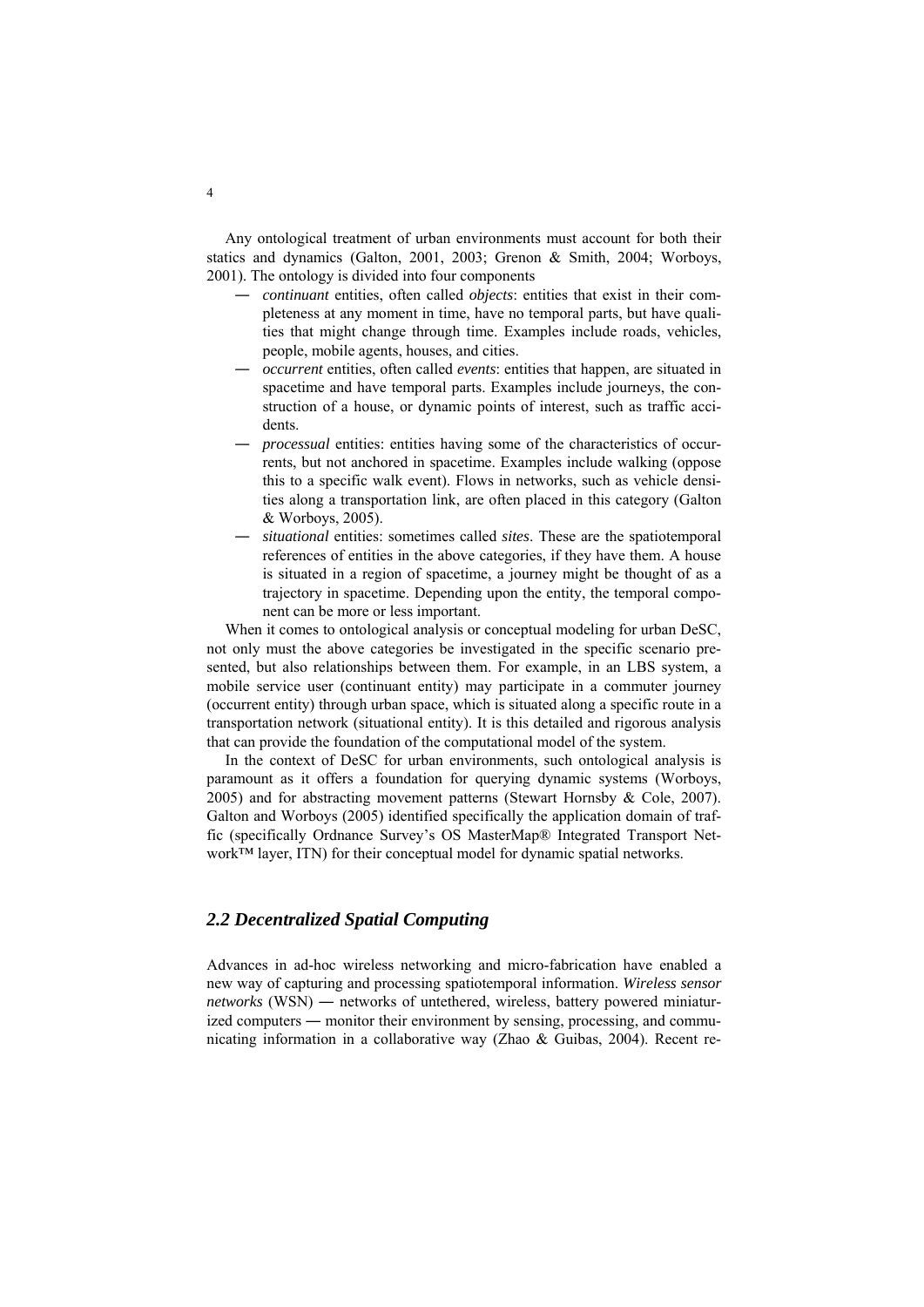Any ontological treatment of urban environments must account for both their statics and dynamics (Galton, 2001, 2003; Grenon & Smith, 2004; Worboys, 2001). The ontology is divided into four components

- *continuant* entities, often called *objects*: entities that exist in their completeness at any moment in time, have no temporal parts, but have qualities that might change through time. Examples include roads, vehicles, people, mobile agents, houses, and cities.
- *occurrent* entities, often called *events*: entities that happen, are situated in spacetime and have temporal parts. Examples include journeys, the construction of a house, or dynamic points of interest, such as traffic accidents.
- *processual* entities: entities having some of the characteristics of occurrents, but not anchored in spacetime. Examples include walking (oppose this to a specific walk event). Flows in networks, such as vehicle densities along a transportation link, are often placed in this category (Galton & Worboys, 2005).
- *situational* entities: sometimes called *sites*. These are the spatiotemporal references of entities in the above categories, if they have them. A house is situated in a region of spacetime, a journey might be thought of as a trajectory in spacetime. Depending upon the entity, the temporal component can be more or less important.

When it comes to ontological analysis or conceptual modeling for urban DeSC, not only must the above categories be investigated in the specific scenario presented, but also relationships between them. For example, in an LBS system, a mobile service user (continuant entity) may participate in a commuter journey (occurrent entity) through urban space, which is situated along a specific route in a transportation network (situational entity). It is this detailed and rigorous analysis that can provide the foundation of the computational model of the system.

In the context of DeSC for urban environments, such ontological analysis is paramount as it offers a foundation for querying dynamic systems (Worboys, 2005) and for abstracting movement patterns (Stewart Hornsby & Cole, 2007). Galton and Worboys (2005) identified specifically the application domain of traffic (specifically Ordnance Survey's OS MasterMap® Integrated Transport Network™ layer, ITN) for their conceptual model for dynamic spatial networks.

## *2.2 Decentralized Spatial Computing*

Advances in ad-hoc wireless networking and micro-fabrication have enabled a new way of capturing and processing spatiotemporal information. *Wireless sensor networks* (WSN) — networks of untethered, wireless, battery powered miniaturized computers — monitor their environment by sensing, processing, and communicating information in a collaborative way (Zhao & Guibas, 2004). Recent re-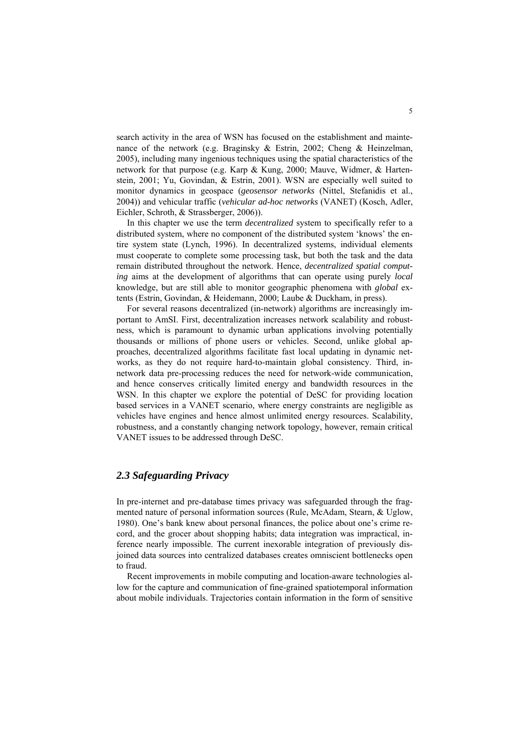search activity in the area of WSN has focused on the establishment and maintenance of the network (e.g. Braginsky & Estrin, 2002; Cheng & Heinzelman, 2005), including many ingenious techniques using the spatial characteristics of the network for that purpose (e.g. Karp & Kung, 2000; Mauve, Widmer, & Hartenstein, 2001; Yu, Govindan, & Estrin, 2001). WSN are especially well suited to monitor dynamics in geospace (*geosensor networks* (Nittel, Stefanidis et al., 2004)) and vehicular traffic (*vehicular ad-hoc networks* (VANET) (Kosch, Adler, Eichler, Schroth, & Strassberger, 2006)).

In this chapter we use the term *decentralized* system to specifically refer to a distributed system, where no component of the distributed system 'knows' the entire system state (Lynch, 1996). In decentralized systems, individual elements must cooperate to complete some processing task, but both the task and the data remain distributed throughout the network. Hence, *decentralized spatial computing* aims at the development of algorithms that can operate using purely *local* knowledge, but are still able to monitor geographic phenomena with *global* extents (Estrin, Govindan, & Heidemann, 2000; Laube & Duckham, in press).

For several reasons decentralized (in-network) algorithms are increasingly important to AmSI. First, decentralization increases network scalability and robustness, which is paramount to dynamic urban applications involving potentially thousands or millions of phone users or vehicles. Second, unlike global approaches, decentralized algorithms facilitate fast local updating in dynamic networks, as they do not require hard-to-maintain global consistency. Third, in-network data pre-processing reduces the need for network-wide communication, and hence conserves critically limited energy and bandwidth resources in the WSN. In this chapter we explore the potential of DeSC for providing location based services in a VANET scenario, where energy constraints are negligible as vehicles have engines and hence almost unlimited energy resources. Scalability, robustness, and a constantly changing network topology, however, remain critical VANET issues to be addressed through DeSC.

## 2.3 Safeguarding Privacy

In pre-internet and pre-database times privacy was safeguarded through the fragmented nature of personal information sources (Rule, McAdam, Stearn, & Uglow, 1980). One's bank knew about personal finances, the police about one's crime record, and the grocer about shopping habits; data integration was impractical, inference nearly impossible. The current inexorable integration of previously disjoined data sources into centralized databases creates omniscient bottlenecks open to fraud.

Recent improvements in mobile computing and location-aware technologies allow for the capture and communication of fine-grained spatiotemporal information about mobile individuals. Trajectories contain information in the form of sensitive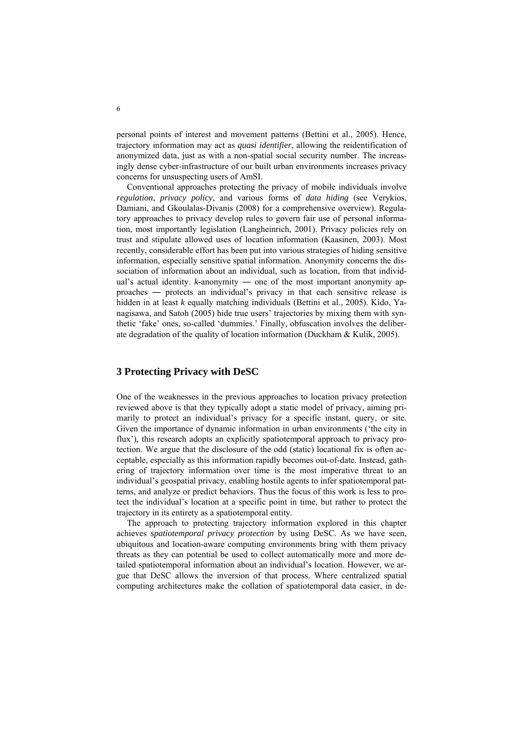personal points of interest and movement patterns (Bettini et al., 2005). Hence, trajectory information may act as *quasi identifier*, allowing the reidentification of anonymized data, just as with a non-spatial social security number. The increasingly dense cyber-infrastructure of our built urban environments increases privacy concerns for unsuspecting users of AmSI.

Conventional approaches protecting the privacy of mobile individuals involve *regulation*, *privacy policy*, and various forms of *data hiding* (see Verykios, Damiani, and Gkoulalas-Divanis (2008) for a comprehensive overview). Regulatory approaches to privacy develop rules to govern fair use of personal information, most importantly legislation (Langheinrich, 2001). Privacy policies rely on trust and stipulate allowed uses of location information (Kaasinen, 2003). Most recently, considerable effort has been put into various strategies of hiding sensitive information, especially sensitive spatial information. Anonymity concerns the dissociation of information about an individual, such as location, from that individual's actual identity. *k*-anonymity ― one of the most important anonymity approaches ― protects an individual's privacy in that each sensitive release is hidden in at least *k* equally matching individuals (Bettini et al., 2005). Kido, Yanagisawa, and Satoh (2005) hide true users' trajectories by mixing them with synthetic 'fake' ones, so-called 'dummies.' Finally, obfuscation involves the deliberate degradation of the quality of location information (Duckham & Kulik, 2005).

## 3 Protecting Privacy with DeSC

One of the weaknesses in the previous approaches to location privacy protection reviewed above is that they typically adopt a static model of privacy, aiming primarily to protect an individual's privacy for a specific instant, query, or site. Given the importance of dynamic information in urban environments ('the city in flux'), this research adopts an explicitly spatiotemporal approach to privacy protection. We argue that the disclosure of the odd (static) locational fix is often acceptable, especially as this information rapidly becomes out-of-date. Instead, gathering of trajectory information over time is the most imperative threat to an individual's geospatial privacy, enabling hostile agents to infer spatiotemporal patterns, and analyze or predict behaviors. Thus the focus of this work is less to protect the individual's location at a specific point in time, but rather to protect the trajectory in its entirety as a spatiotemporal entity.

The approach to protecting trajectory information explored in this chapter achieves *spatiotemporal privacy protection* by using DeSC. As we have seen, ubiquitous and location-aware computing environments bring with them privacy threats as they can potential be used to collect automatically more and more detailed spatiotemporal information about an individual's location. However, we argue that DeSC allows the inversion of that process. Where centralized spatial computing architectures make the collation of spatiotemporal data easier, in de-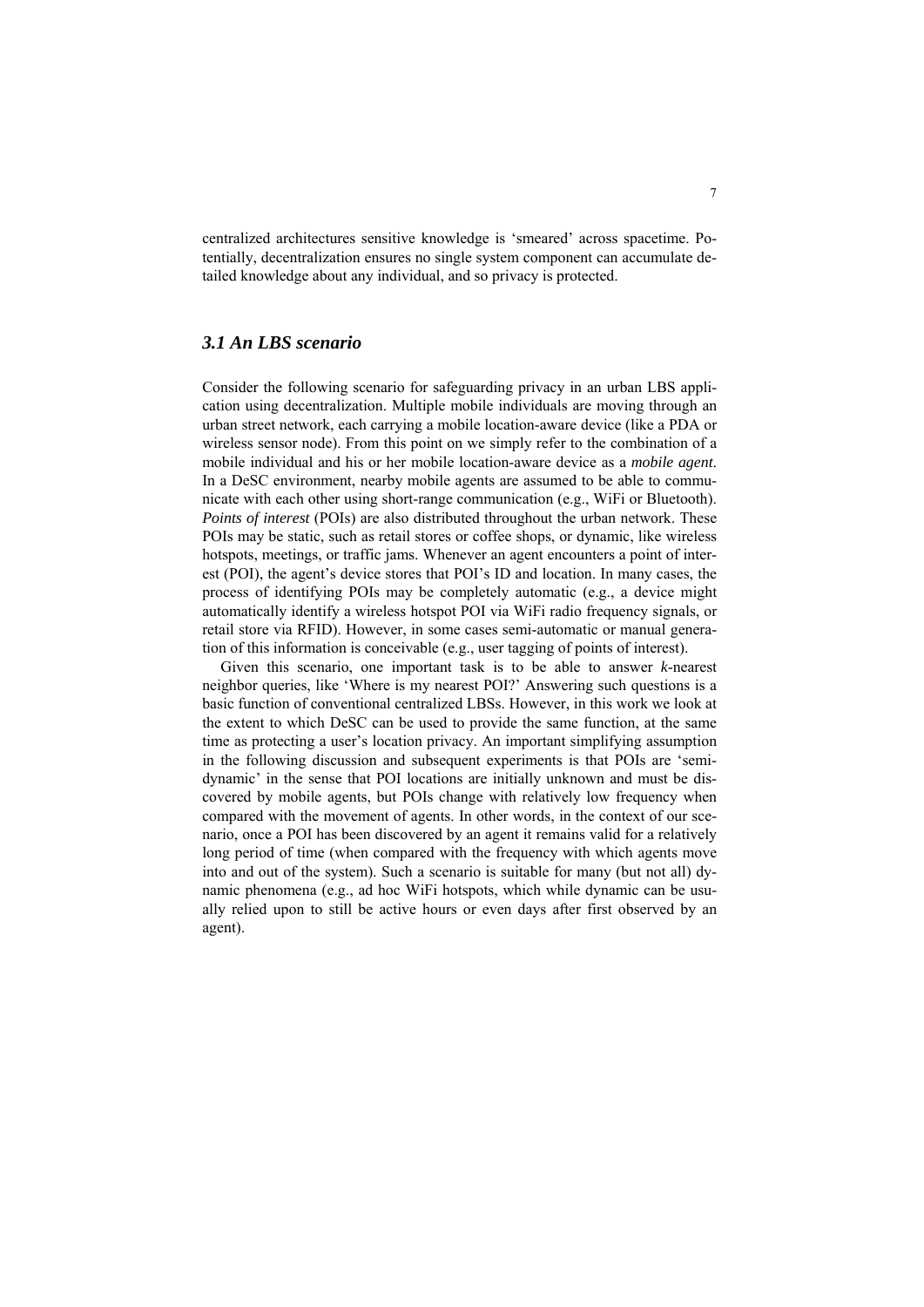centralized architectures sensitive knowledge is 'smeared' across spacetime. Potentially, decentralization ensures no single system component can accumulate detailed knowledge about any individual, and so privacy is protected.

### *3.1 An LBS scenario*

Consider the following scenario for safeguarding privacy in an urban LBS application using decentralization. Multiple mobile individuals are moving through an urban street network, each carrying a mobile location-aware device (like a PDA or wireless sensor node). From this point on we simply refer to the combination of a mobile individual and his or her mobile location-aware device as a *mobile agent*. In a DeSC environment, nearby mobile agents are assumed to be able to communicate with each other using short-range communication (e.g., WiFi or Bluetooth). *Points of interest* (POIs) are also distributed throughout the urban network. These POIs may be static, such as retail stores or coffee shops, or dynamic, like wireless hotspots, meetings, or traffic jams. Whenever an agent encounters a point of interest (POI), the agent's device stores that POI's ID and location. In many cases, the process of identifying POIs may be completely automatic (e.g., a device might automatically identify a wireless hotspot POI via WiFi radio frequency signals, or retail store via RFID). However, in some cases semi-automatic or manual generation of this information is conceivable (e.g., user tagging of points of interest).

Given this scenario, one important task is to be able to answer *k*-nearest neighbor queries, like 'Where is my nearest POI?' Answering such questions is a basic function of conventional centralized LBSs. However, in this work we look at the extent to which DeSC can be used to provide the same function, at the same time as protecting a user's location privacy. An important simplifying assumption in the following discussion and subsequent experiments is that POIs are 'semi-dynamic' in the sense that POI locations are initially unknown and must be discovered by mobile agents, but POIs change with relatively low frequency when compared with the movement of agents. In other words, in the context of our scenario, once a POI has been discovered by an agent it remains valid for a relatively long period of time (when compared with the frequency with which agents move into and out of the system). Such a scenario is suitable for many (but not all) dynamic phenomena (e.g., ad hoc WiFi hotspots, which while dynamic can be usually relied upon to still be active hours or even days after first observed by an agent).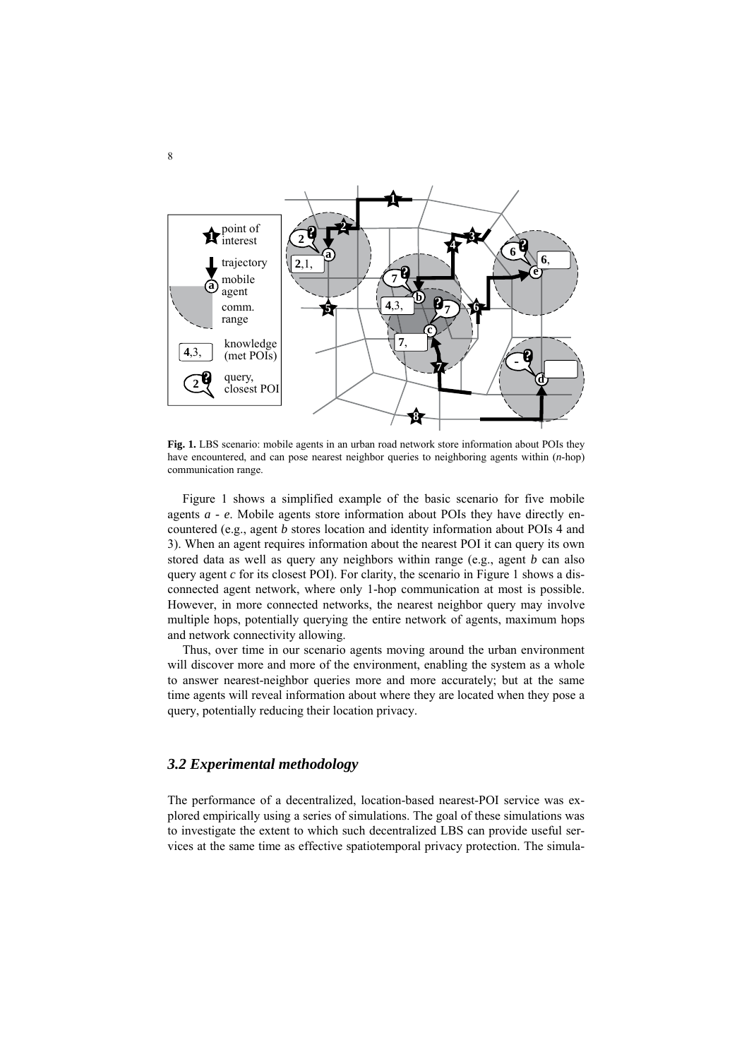**Fig. 1.** LBS scenario: mobile agents in an urban road network store information about POIs they have encountered, and can pose nearest neighbor queries to neighboring agents within (*n*-hop) communication range.

Figure 1 shows a simplified example of the basic scenario for five mobile agents *a* - *e*. Mobile agents store information about POIs they have directly encountered (e.g., agent *b* stores location and identity information about POIs 4 and 3). When an agent requires information about the nearest POI it can query its own stored data as well as query any neighbors within range (e.g., agent *b* can also query agent *c* for its closest POI). For clarity, the scenario in Figure 1 shows a disconnected agent network, where only 1-hop communication at most is possible. However, in more connected networks, the nearest neighbor query may involve multiple hops, potentially querying the entire network of agents, maximum hops and network connectivity allowing.

Thus, over time in our scenario agents moving around the urban environment will discover more and more of the environment, enabling the system as a whole to answer nearest-neighbor queries more and more accurately; but at the same time agents will reveal information about where they are located when they pose a query, potentially reducing their location privacy.

### *3.2 Experimental methodology*

The performance of a decentralized, location-based nearest-POI service was explored empirically using a series of simulations. The goal of these simulations was to investigate the extent to which such decentralized LBS can provide useful services at the same time as effective spatiotemporal privacy protection. The simula-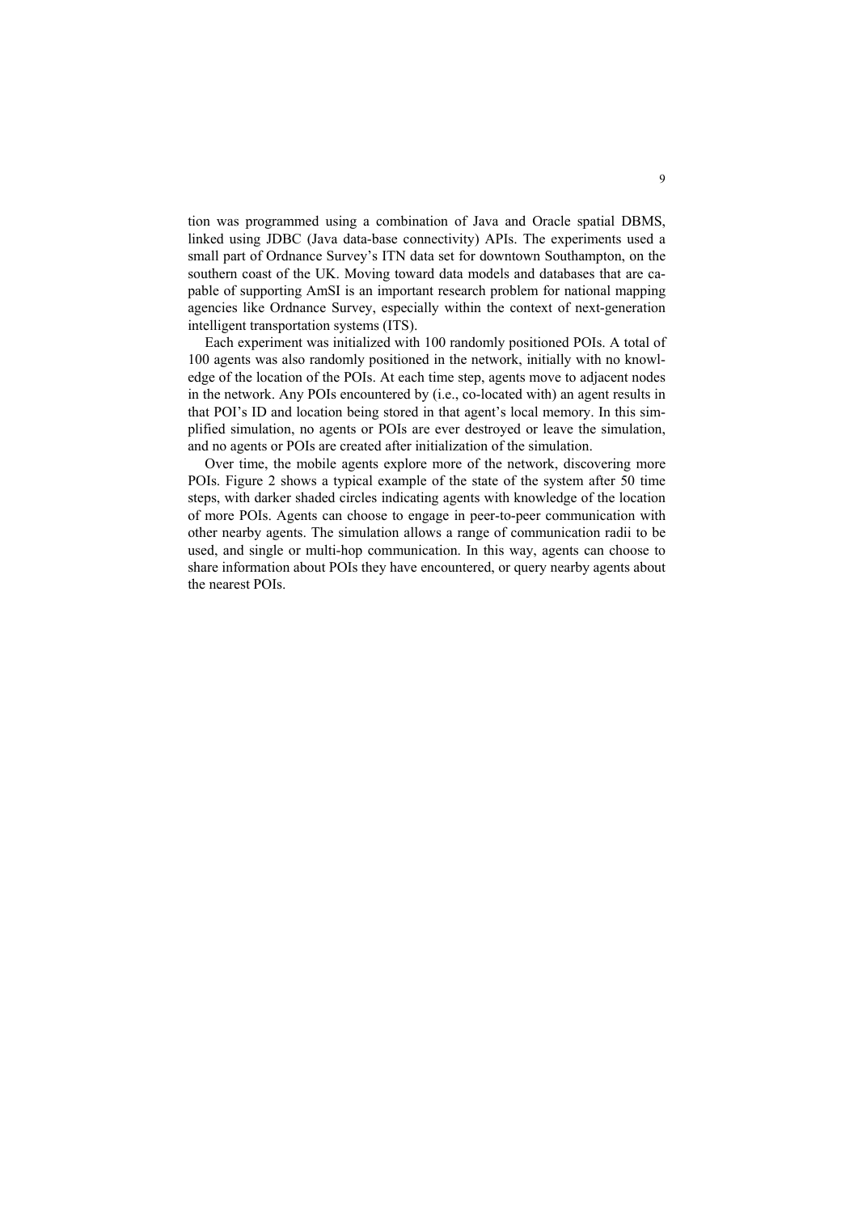tion was programmed using a combination of Java and Oracle spatial DBMS, linked using JDBC (Java data-base connectivity) APIs. The experiments used a small part of Ordnance Survey's ITN data set for downtown Southampton, on the southern coast of the UK. Moving toward data models and databases that are capable of supporting AmSI is an important research problem for national mapping agencies like Ordnance Survey, especially within the context of next-generation intelligent transportation systems (ITS).

Each experiment was initialized with 100 randomly positioned POIs. A total of 100 agents was also randomly positioned in the network, initially with no knowledge of the location of the POIs. At each time step, agents move to adjacent nodes in the network. Any POIs encountered by (i.e., co-located with) an agent results in that POI's ID and location being stored in that agent's local memory. In this simplified simulation, no agents or POIs are ever destroyed or leave the simulation, and no agents or POIs are created after initialization of the simulation.

Over time, the mobile agents explore more of the network, discovering more POIs. Figure 2 shows a typical example of the state of the system after 50 time steps, with darker shaded circles indicating agents with knowledge of the location of more POIs. Agents can choose to engage in peer-to-peer communication with other nearby agents. The simulation allows a range of communication radii to be used, and single or multi-hop communication. In this way, agents can choose to share information about POIs they have encountered, or query nearby agents about the nearest POIs.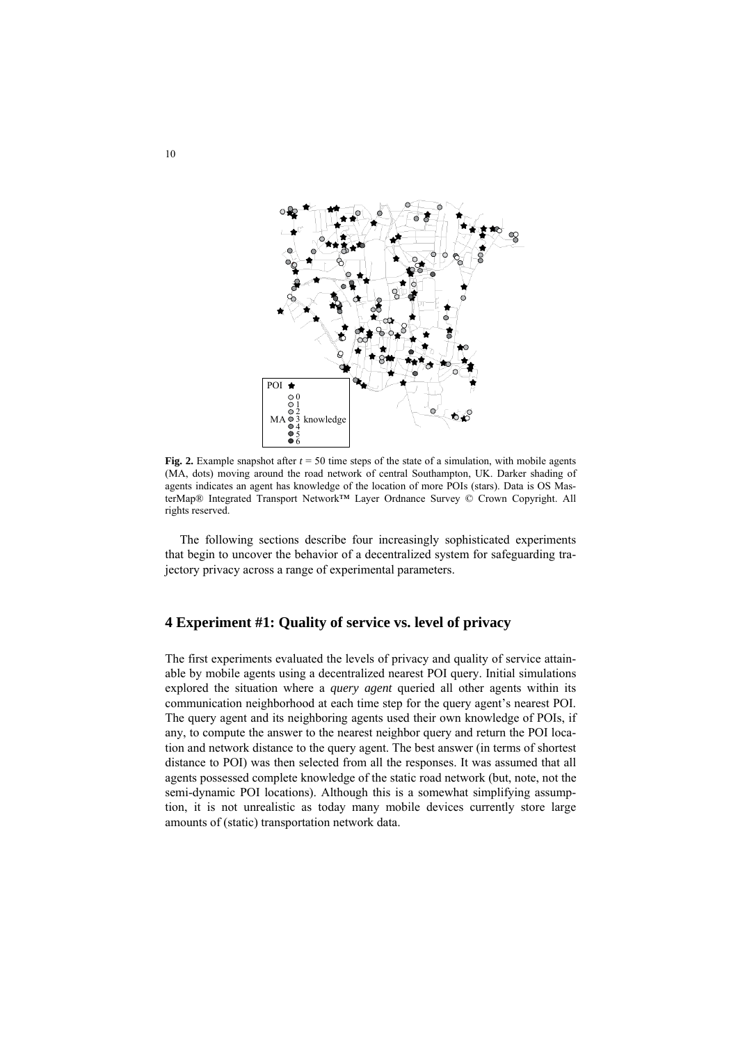**Fig. 2.** Example snapshot after $t = 50$ time steps of the state of a simulation, with mobile agents (MA, dots) moving around the road network of central Southampton, UK. Darker shading of agents indicates an agent has knowledge of the location of more POIs (stars). Data is OS MasterMap® Integrated Transport Network™ Layer Ordnance Survey © Crown Copyright. All rights reserved.

The following sections describe four increasingly sophisticated experiments that begin to uncover the behavior of a decentralized system for safeguarding trajectory privacy across a range of experimental parameters.

## 4 Experiment #1: Quality of service vs. level of privacy

The first experiments evaluated the levels of privacy and quality of service attainable by mobile agents using a decentralized nearest POI query. Initial simulations explored the situation where a *query agent* queried all other agents within its communication neighborhood at each time step for the query agent's nearest POI. The query agent and its neighboring agents used their own knowledge of POIs, if any, to compute the answer to the nearest neighbor query and return the POI location and network distance to the query agent. The best answer (in terms of shortest distance to POI) was then selected from all the responses. It was assumed that all agents possessed complete knowledge of the static road network (but, note, not the semi-dynamic POI locations). Although this is a somewhat simplifying assumption, it is not unrealistic as today many mobile devices currently store large amounts of (static) transportation network data.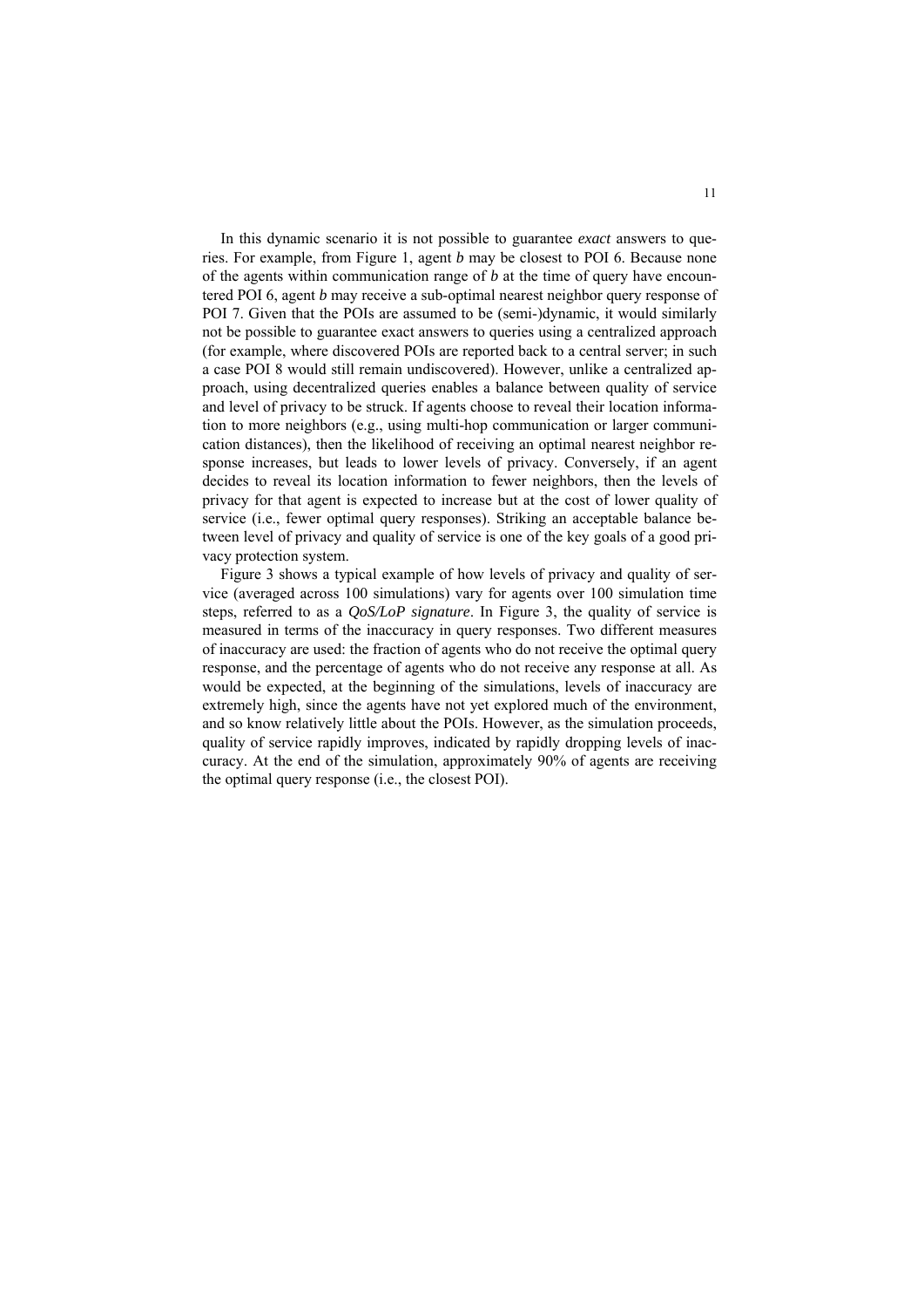In this dynamic scenario it is not possible to guarantee *exact* answers to queries. For example, from Figure 1, agent *b* may be closest to POI 6. Because none of the agents within communication range of *b* at the time of query have encountered POI 6, agent *b* may receive a sub-optimal nearest neighbor query response of POI 7. Given that the POIs are assumed to be (semi-)dynamic, it would similarly not be possible to guarantee exact answers to queries using a centralized approach (for example, where discovered POIs are reported back to a central server; in such a case POI 8 would still remain undiscovered). However, unlike a centralized approach, using decentralized queries enables a balance between quality of service and level of privacy to be struck. If agents choose to reveal their location information to more neighbors (e.g., using multi-hop communication or larger communication distances), then the likelihood of receiving an optimal nearest neighbor response increases, but leads to lower levels of privacy. Conversely, if an agent decides to reveal its location information to fewer neighbors, then the levels of privacy for that agent is expected to increase but at the cost of lower quality of service (i.e., fewer optimal query responses). Striking an acceptable balance between level of privacy and quality of service is one of the key goals of a good privacy protection system.

Figure 3 shows a typical example of how levels of privacy and quality of service (averaged across 100 simulations) vary for agents over 100 simulation time steps, referred to as a *QoS/LoP signature*. In Figure 3, the quality of service is measured in terms of the inaccuracy in query responses. Two different measures of inaccuracy are used: the fraction of agents who do not receive the optimal query response, and the percentage of agents who do not receive any response at all. As would be expected, at the beginning of the simulations, levels of inaccuracy are extremely high, since the agents have not yet explored much of the environment, and so know relatively little about the POIs. However, as the simulation proceeds, quality of service rapidly improves, indicated by rapidly dropping levels of inaccuracy. At the end of the simulation, approximately 90% of agents are receiving the optimal query response (i.e., the closest POI).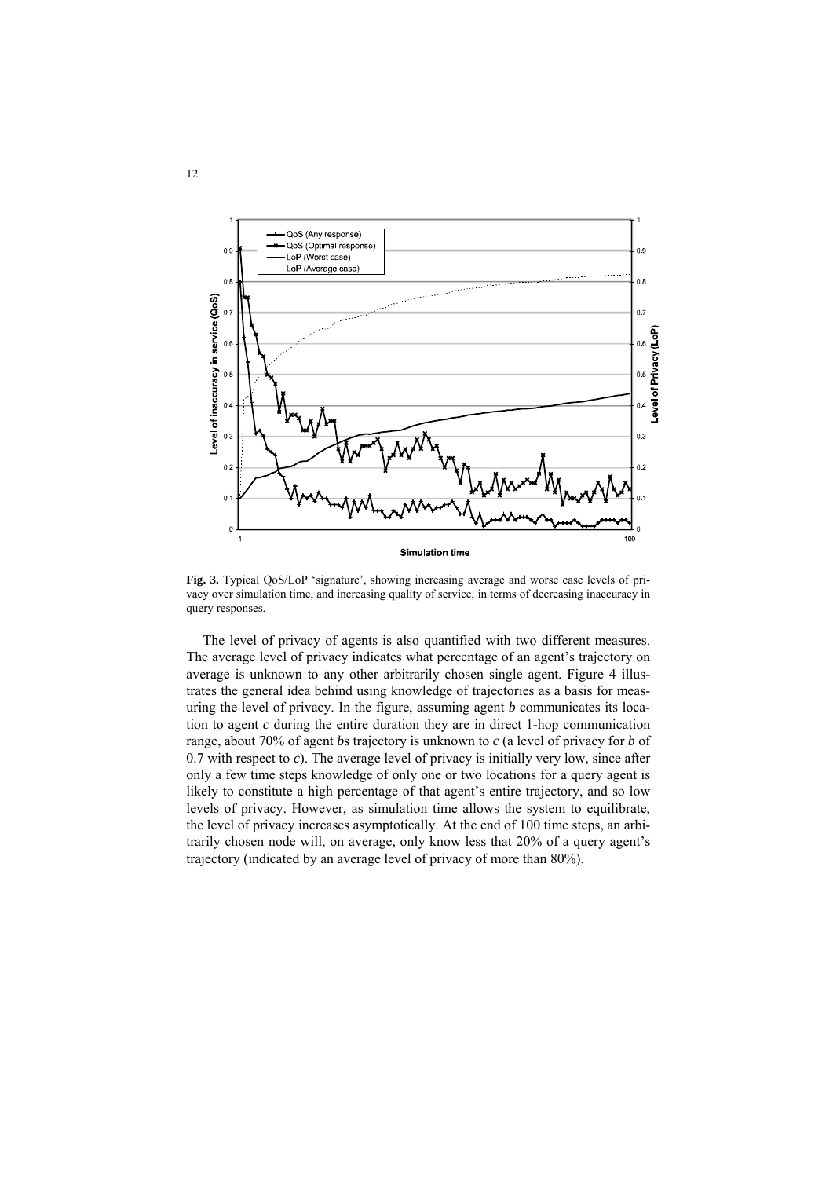**Fig. 3.** Typical QoS/LoP 'signature', showing increasing average and worse case levels of privacy over simulation time, and increasing quality of service, in terms of decreasing inaccuracy in query responses.

The level of privacy of agents is also quantified with two different measures. The average level of privacy indicates what percentage of an agent's trajectory on average is unknown to any other arbitrarily chosen single agent. Figure 4 illustrates the general idea behind using knowledge of trajectories as a basis for measuring the level of privacy. In the figure, assuming agent *b* communicates its location to agent *c* during the entire duration they are in direct 1-hop communication range, about 70% of agent *b*s trajectory is unknown to *c* (a level of privacy for *b* of 0.7 with respect to *c*). The average level of privacy is initially very low, since after only a few time steps knowledge of only one or two locations for a query agent is likely to constitute a high percentage of that agent's entire trajectory, and so low levels of privacy. However, as simulation time allows the system to equilibrate, the level of privacy increases asymptotically. At the end of 100 time steps, an arbitrarily chosen node will, on average, only know less that 20% of a query agent's trajectory (indicated by an average level of privacy of more than 80%).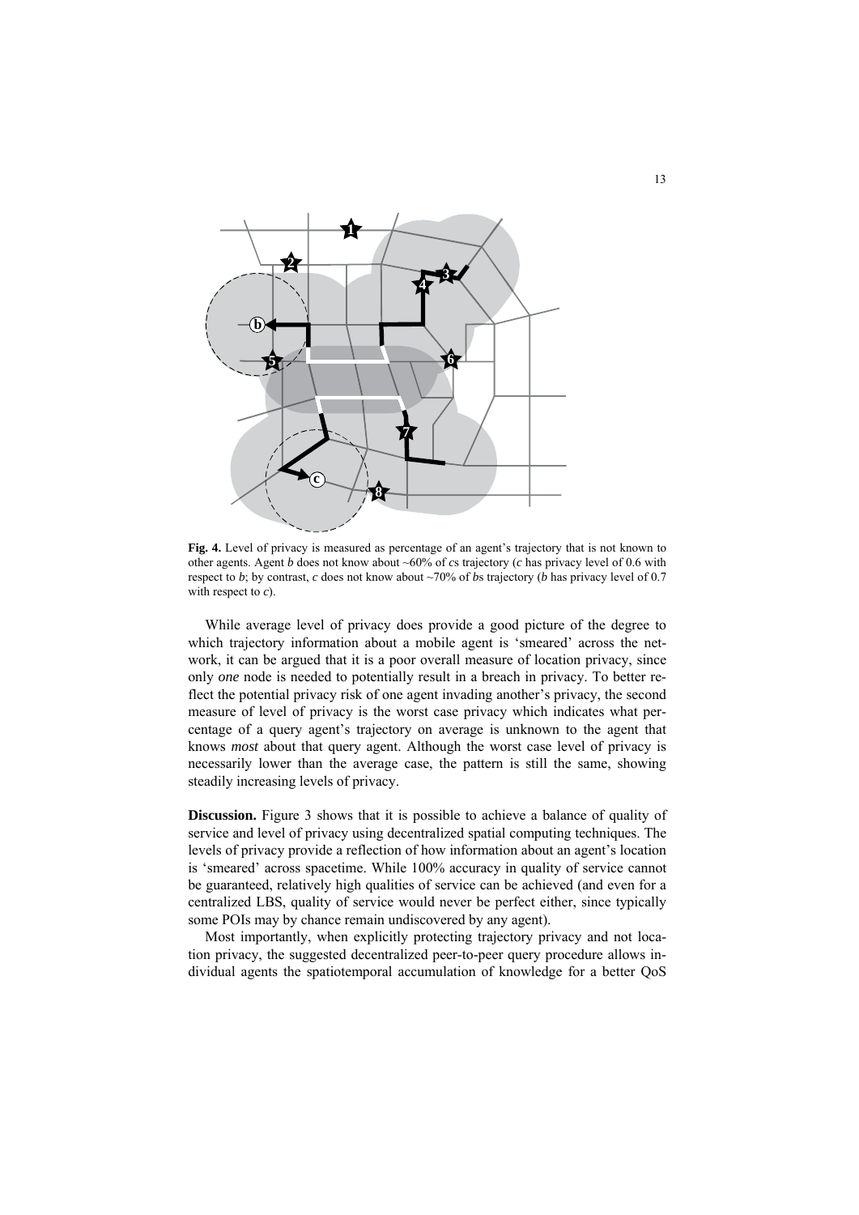**Fig. 4.** Level of privacy is measured as percentage of an agent's trajectory that is not known to other agents. Agent *b* does not know about ~60% of *c*s trajectory (*c* has privacy level of 0.6 with respect to *b*; by contrast, *c* does not know about ~70% of *b*s trajectory (*b* has privacy level of 0.7 with respect to *c*).

While average level of privacy does provide a good picture of the degree to which trajectory information about a mobile agent is 'smeared' across the network, it can be argued that it is a poor overall measure of location privacy, since only *one* node is needed to potentially result in a breach in privacy. To better reflect the potential privacy risk of one agent invading another's privacy, the second measure of level of privacy is the worst case privacy which indicates what percentage of a query agent's trajectory on average is unknown to the agent that knows *most* about that query agent. Although the worst case level of privacy is necessarily lower than the average case, the pattern is still the same, showing steadily increasing levels of privacy.

**Discussion.** Figure 3 shows that it is possible to achieve a balance of quality of service and level of privacy using decentralized spatial computing techniques. The levels of privacy provide a reflection of how information about an agent's location is 'smeared' across spacetime. While 100% accuracy in quality of service cannot be guaranteed, relatively high qualities of service can be achieved (and even for a centralized LBS, quality of service would never be perfect either, since typically some POIs may by chance remain undiscovered by any agent).

Most importantly, when explicitly protecting trajectory privacy and not location privacy, the suggested decentralized peer-to-peer query procedure allows individual agents the spatiotemporal accumulation of knowledge for a better QoS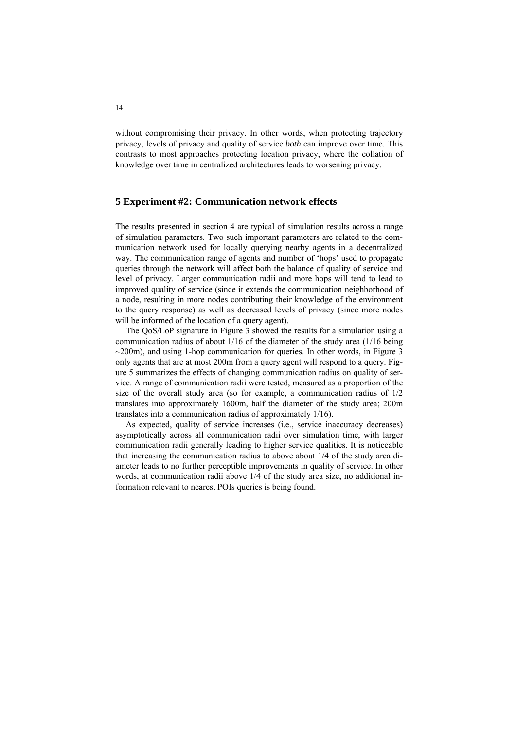without compromising their privacy. In other words, when protecting trajectory privacy, levels of privacy and quality of service *both* can improve over time. This contrasts to most approaches protecting location privacy, where the collation of knowledge over time in centralized architectures leads to worsening privacy.

## 5 Experiment #2: Communication network effects

The results presented in section 4 are typical of simulation results across a range of simulation parameters. Two such important parameters are related to the communication network used for locally querying nearby agents in a decentralized way. The communication range of agents and number of 'hops' used to propagate queries through the network will affect both the balance of quality of service and level of privacy. Larger communication radii and more hops will tend to lead to improved quality of service (since it extends the communication neighborhood of a node, resulting in more nodes contributing their knowledge of the environment to the query response) as well as decreased levels of privacy (since more nodes will be informed of the location of a query agent).

The QoS/LoP signature in Figure 3 showed the results for a simulation using a communication radius of about 1/16 of the diameter of the study area (1/16 being ~200m), and using 1-hop communication for queries. In other words, in Figure 3 only agents that are at most 200m from a query agent will respond to a query. Figure 5 summarizes the effects of changing communication radius on quality of service. A range of communication radii were tested, measured as a proportion of the size of the overall study area (so for example, a communication radius of 1/2 translates into approximately 1600m, half the diameter of the study area; 200m translates into a communication radius of approximately 1/16).

As expected, quality of service increases (i.e., service inaccuracy decreases) asymptotically across all communication radii over simulation time, with larger communication radii generally leading to higher service qualities. It is noticeable that increasing the communication radius to above about 1/4 of the study area diameter leads to no further perceptible improvements in quality of service. In other words, at communication radii above 1/4 of the study area size, no additional information relevant to nearest POIs queries is being found.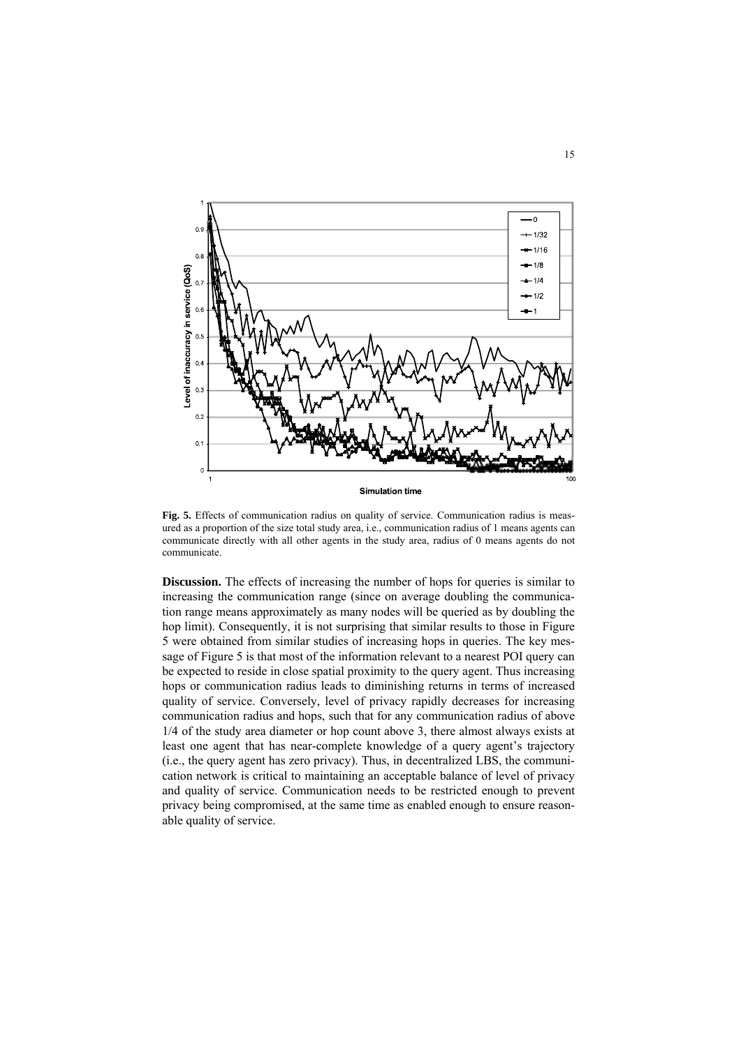Fig. 5. Effects of communication radius on quality of service. Communication radius is measured as a proportion of the size total study area, i.e., communication radius of 1 means agents can communicate directly with all other agents in the study area, radius of 0 means agents do not communicate.

**Discussion.** The effects of increasing the number of hops for queries is similar to increasing the communication range (since on average doubling the communication range means approximately as many nodes will be queried as by doubling the hop limit). Consequently, it is not surprising that similar results to those in Figure 5 were obtained from similar studies of increasing hops in queries. The key message of Figure 5 is that most of the information relevant to a nearest POI query can be expected to reside in close spatial proximity to the query agent. Thus increasing hops or communication radius leads to diminishing returns in terms of increased quality of service. Conversely, level of privacy rapidly decreases for increasing communication radius and hops, such that for any communication radius of above 1/4 of the study area diameter or hop count above 3, there almost always exists at least one agent that has near-complete knowledge of a query agent's trajectory (i.e., the query agent has zero privacy). Thus, in decentralized LBS, the communication network is critical to maintaining an acceptable balance of level of privacy and quality of service. Communication needs to be restricted enough to prevent privacy being compromised, at the same time as enabled enough to ensure reasonable quality of service.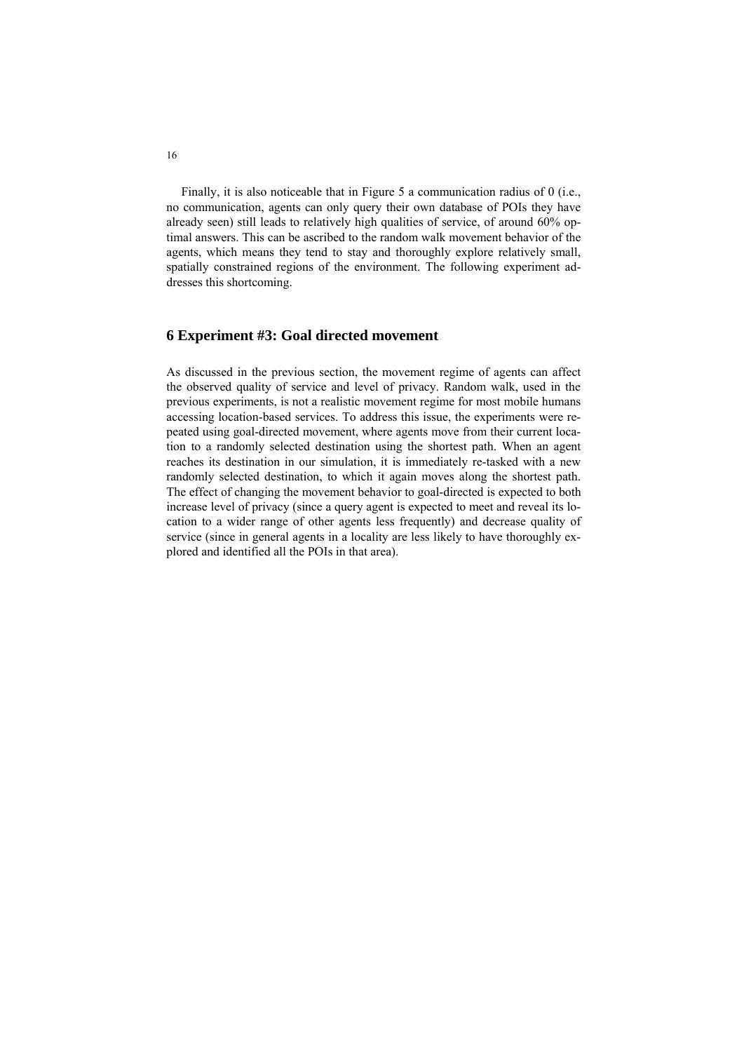Finally, it is also noticeable that in Figure 5 a communication radius of 0 (i.e., no communication, agents can only query their own database of POIs they have already seen) still leads to relatively high qualities of service, of around 60% optimal answers. This can be ascribed to the random walk movement behavior of the agents, which means they tend to stay and thoroughly explore relatively small, spatially constrained regions of the environment. The following experiment addresses this shortcoming.

## 6 Experiment #3: Goal directed movement

As discussed in the previous section, the movement regime of agents can affect the observed quality of service and level of privacy. Random walk, used in the previous experiments, is not a realistic movement regime for most mobile humans accessing location-based services. To address this issue, the experiments were repeated using goal-directed movement, where agents move from their current location to a randomly selected destination using the shortest path. When an agent reaches its destination in our simulation, it is immediately re-tasked with a new randomly selected destination, to which it again moves along the shortest path. The effect of changing the movement behavior to goal-directed is expected to both increase level of privacy (since a query agent is expected to meet and reveal its location to a wider range of other agents less frequently) and decrease quality of service (since in general agents in a locality are less likely to have thoroughly explored and identified all the POIs in that area).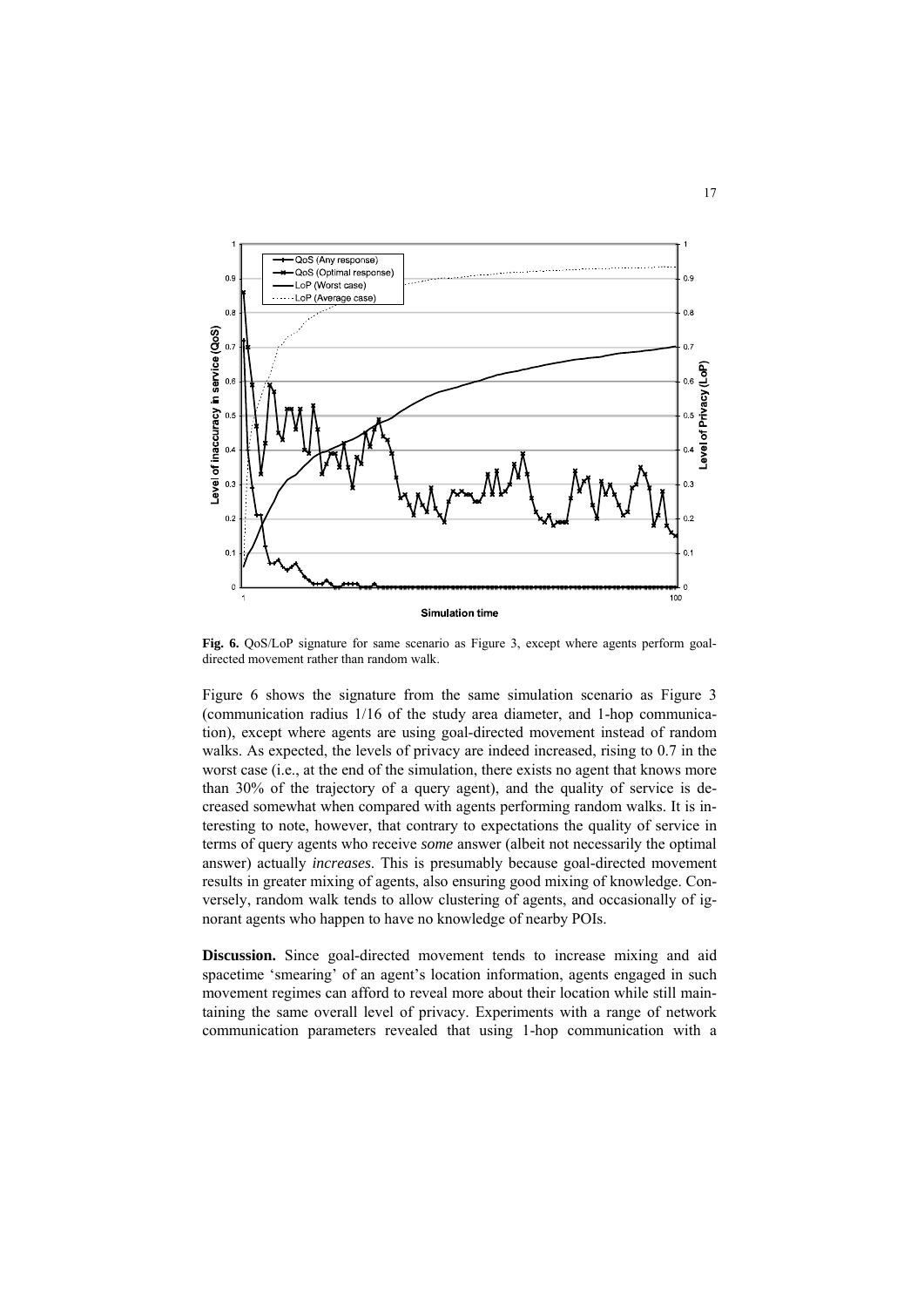**Fig. 6.** QoS/LoP signature for same scenario as Figure 3, except where agents perform goal-directed movement rather than random walk.

Figure 6 shows the signature from the same simulation scenario as Figure 3 (communication radius 1/16 of the study area diameter, and 1-hop communication), except where agents are using goal-directed movement instead of random walks. As expected, the levels of privacy are indeed increased, rising to 0.7 in the worst case (i.e., at the end of the simulation, there exists no agent that knows more than 30% of the trajectory of a query agent), and the quality of service is decreased somewhat when compared with agents performing random walks. It is interesting to note, however, that contrary to expectations the quality of service in terms of query agents who receive *some* answer (albeit not necessarily the optimal answer) actually *increases*. This is presumably because goal-directed movement results in greater mixing of agents, also ensuring good mixing of knowledge. Conversely, random walk tends to allow clustering of agents, and occasionally of ignorant agents who happen to have no knowledge of nearby POIs.

**Discussion.** Since goal-directed movement tends to increase mixing and aid spacetime 'smearing' of an agent's location information, agents engaged in such movement regimes can afford to reveal more about their location while still maintaining the same overall level of privacy. Experiments with a range of network communication parameters revealed that using 1-hop communication with a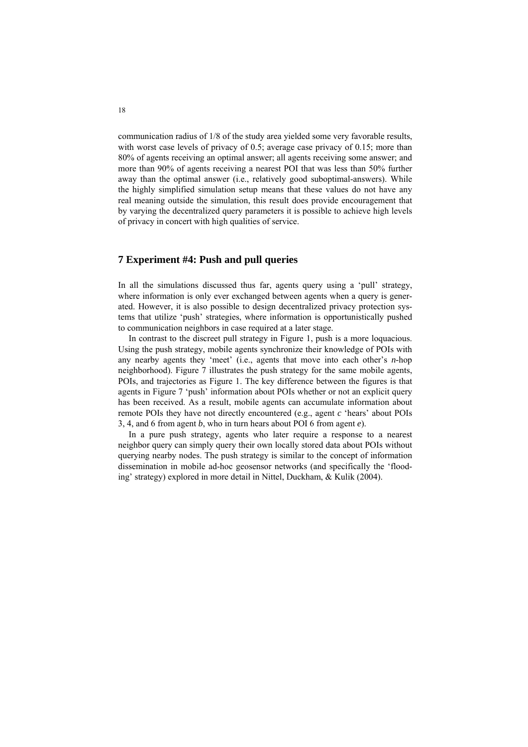communication radius of 1/8 of the study area yielded some very favorable results, with worst case levels of privacy of 0.5; average case privacy of 0.15; more than 80% of agents receiving an optimal answer; all agents receiving some answer; and more than 90% of agents receiving a nearest POI that was less than 50% further away than the optimal answer (i.e., relatively good suboptimal-answers). While the highly simplified simulation setup means that these values do not have any real meaning outside the simulation, this result does provide encouragement that by varying the decentralized query parameters it is possible to achieve high levels of privacy in concert with high qualities of service.

## 7 Experiment #4: Push and pull queries

In all the simulations discussed thus far, agents query using a 'pull' strategy, where information is only ever exchanged between agents when a query is generated. However, it is also possible to design decentralized privacy protection systems that utilize 'push' strategies, where information is opportunistically pushed to communication neighbors in case required at a later stage.

In contrast to the discreet pull strategy in Figure 1, push is a more loquacious. Using the push strategy, mobile agents synchronize their knowledge of POIs with any nearby agents they 'meet' (i.e., agents that move into each other's *n*-hop neighborhood). Figure 7 illustrates the push strategy for the same mobile agents, POIs, and trajectories as Figure 1. The key difference between the figures is that agents in Figure 7 'push' information about POIs whether or not an explicit query has been received. As a result, mobile agents can accumulate information about remote POIs they have not directly encountered (e.g., agent *c* 'hears' about POIs 3, 4, and 6 from agent *b*, who in turn hears about POI 6 from agent *e*).

In a pure push strategy, agents who later require a response to a nearest neighbor query can simply query their own locally stored data about POIs without querying nearby nodes. The push strategy is similar to the concept of information dissemination in mobile ad-hoc geosensor networks (and specifically the 'flooding' strategy) explored in more detail in Nittel, Duckham, & Kulik (2004).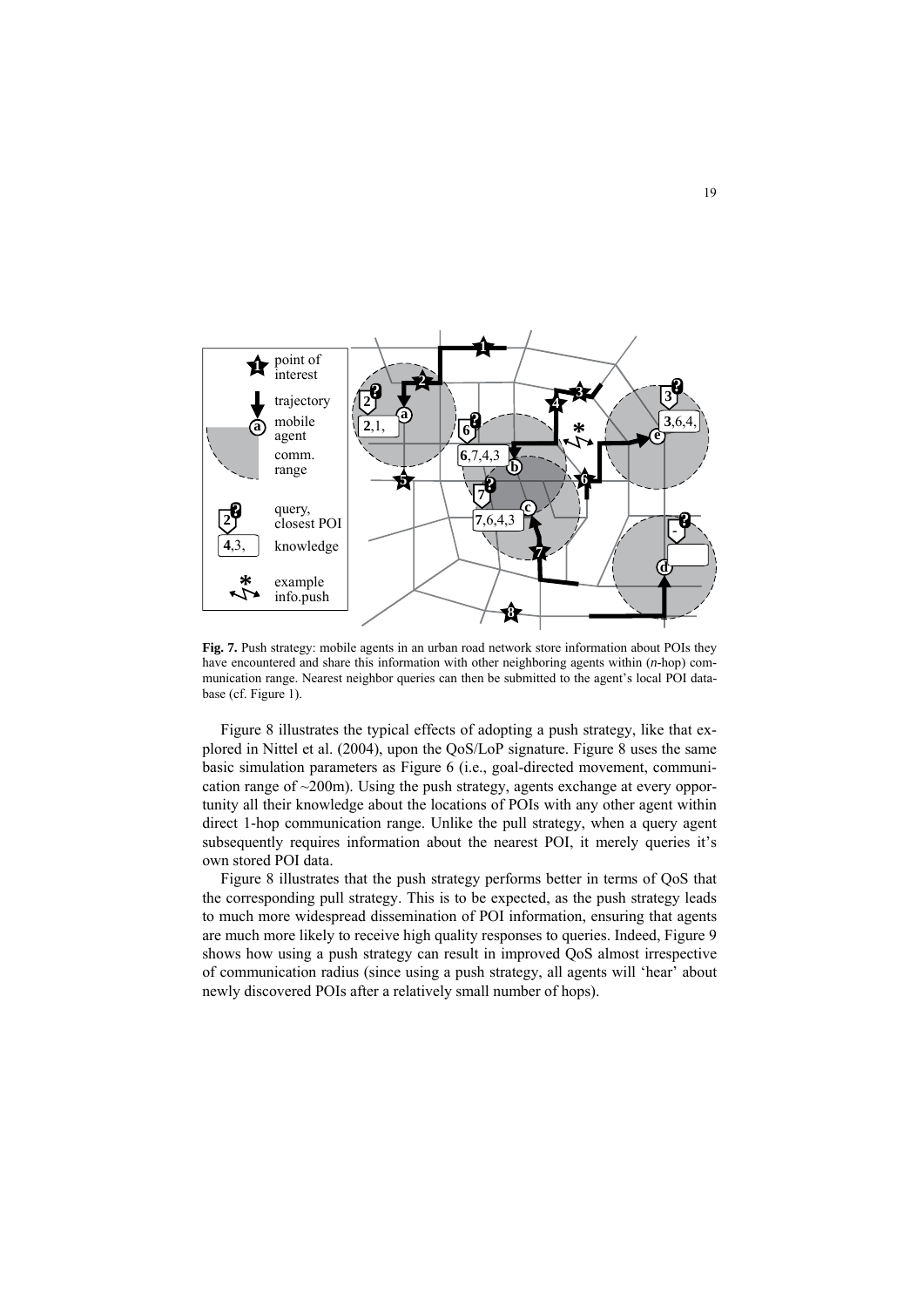**Fig. 7.** Push strategy: mobile agents in an urban road network store information about POIs they have encountered and share this information with other neighboring agents within (*n*-hop) communication range. Nearest neighbor queries can then be submitted to the agent's local POI database (cf. Figure 1).

Figure 8 illustrates the typical effects of adopting a push strategy, like that explored in Nittel et al. (2004), upon the QoS/LoP signature. Figure 8 uses the same basic simulation parameters as Figure 6 (i.e., goal-directed movement, communication range of ~200m). Using the push strategy, agents exchange at every opportunity all their knowledge about the locations of POIs with any other agent within direct 1-hop communication range. Unlike the pull strategy, when a query agent subsequently requires information about the nearest POI, it merely queries it's own stored POI data.

Figure 8 illustrates that the push strategy performs better in terms of QoS that the corresponding pull strategy. This is to be expected, as the push strategy leads to much more widespread dissemination of POI information, ensuring that agents are much more likely to receive high quality responses to queries. Indeed, Figure 9 shows how using a push strategy can result in improved QoS almost irrespective of communication radius (since using a push strategy, all agents will 'hear' about newly discovered POIs after a relatively small number of hops).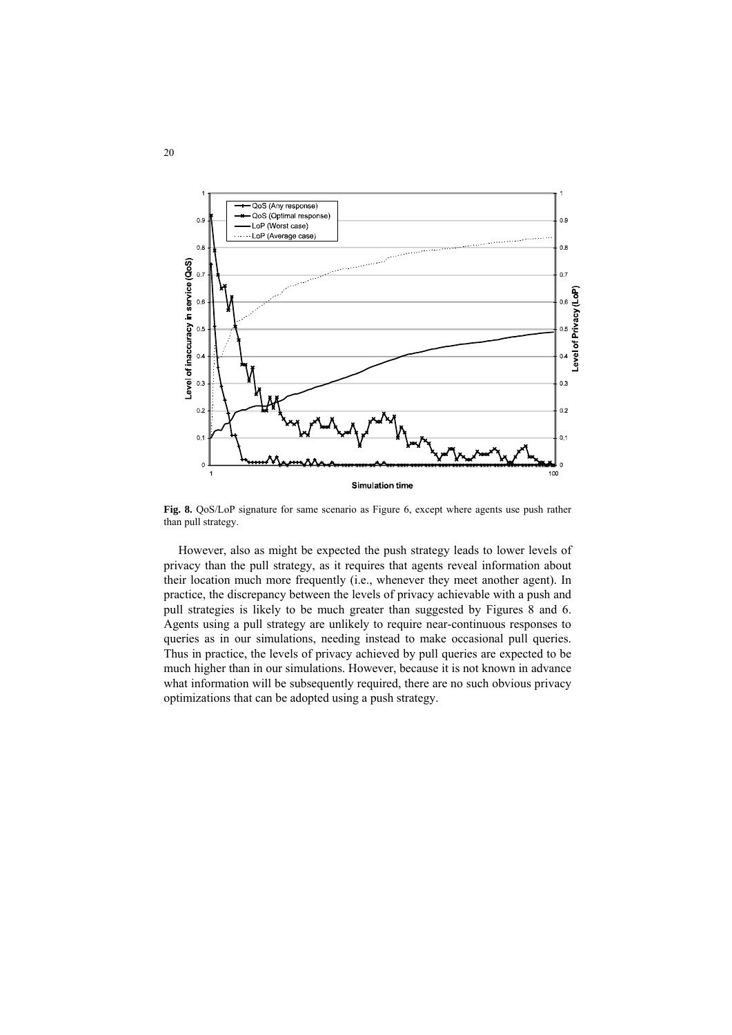**Fig. 8.** QoS/LoP signature for same scenario as Figure 6, except where agents use push rather than pull strategy.

However, also as might be expected the push strategy leads to lower levels of privacy than the pull strategy, as it requires that agents reveal information about their location much more frequently (i.e., whenever they meet another agent). In practice, the discrepancy between the levels of privacy achievable with a push and pull strategies is likely to be much greater than suggested by Figures 8 and 6. Agents using a pull strategy are unlikely to require near-continuous responses to queries as in our simulations, needing instead to make occasional pull queries. Thus in practice, the levels of privacy achieved by pull queries are expected to be much higher than in our simulations. However, because it is not known in advance what information will be subsequently required, there are no such obvious privacy optimizations that can be adopted using a push strategy.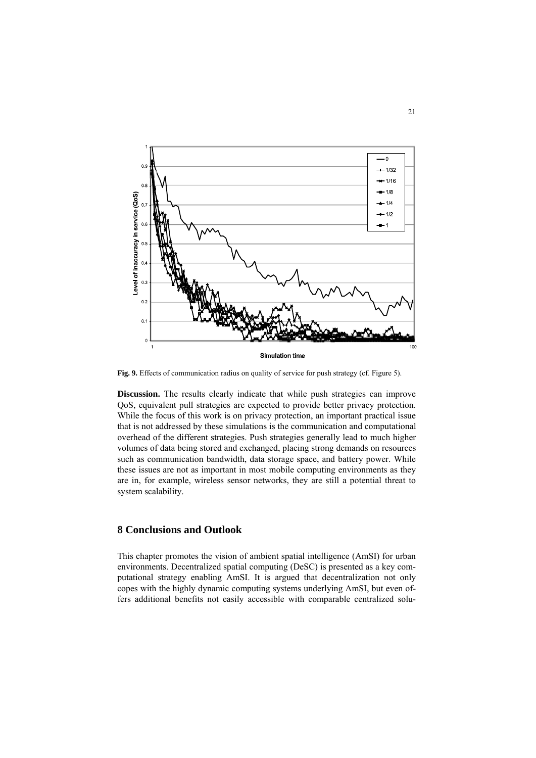**Fig. 9.** Effects of communication radius on quality of service for push strategy (cf. Figure 5).

**Discussion.** The results clearly indicate that while push strategies can improve QoS, equivalent pull strategies are expected to provide better privacy protection. While the focus of this work is on privacy protection, an important practical issue that is not addressed by these simulations is the communication and computational overhead of the different strategies. Push strategies generally lead to much higher volumes of data being stored and exchanged, placing strong demands on resources such as communication bandwidth, data storage space, and battery power. While these issues are not as important in most mobile computing environments as they are in, for example, wireless sensor networks, they are still a potential threat to system scalability.

## 8 Conclusions and Outlook

This chapter promotes the vision of ambient spatial intelligence (AmSI) for urban environments. Decentralized spatial computing (DeSC) is presented as a key computational strategy enabling AmSI. It is argued that decentralization not only copes with the highly dynamic computing systems underlying AmSI, but even offers additional benefits not easily accessible with comparable centralized solu-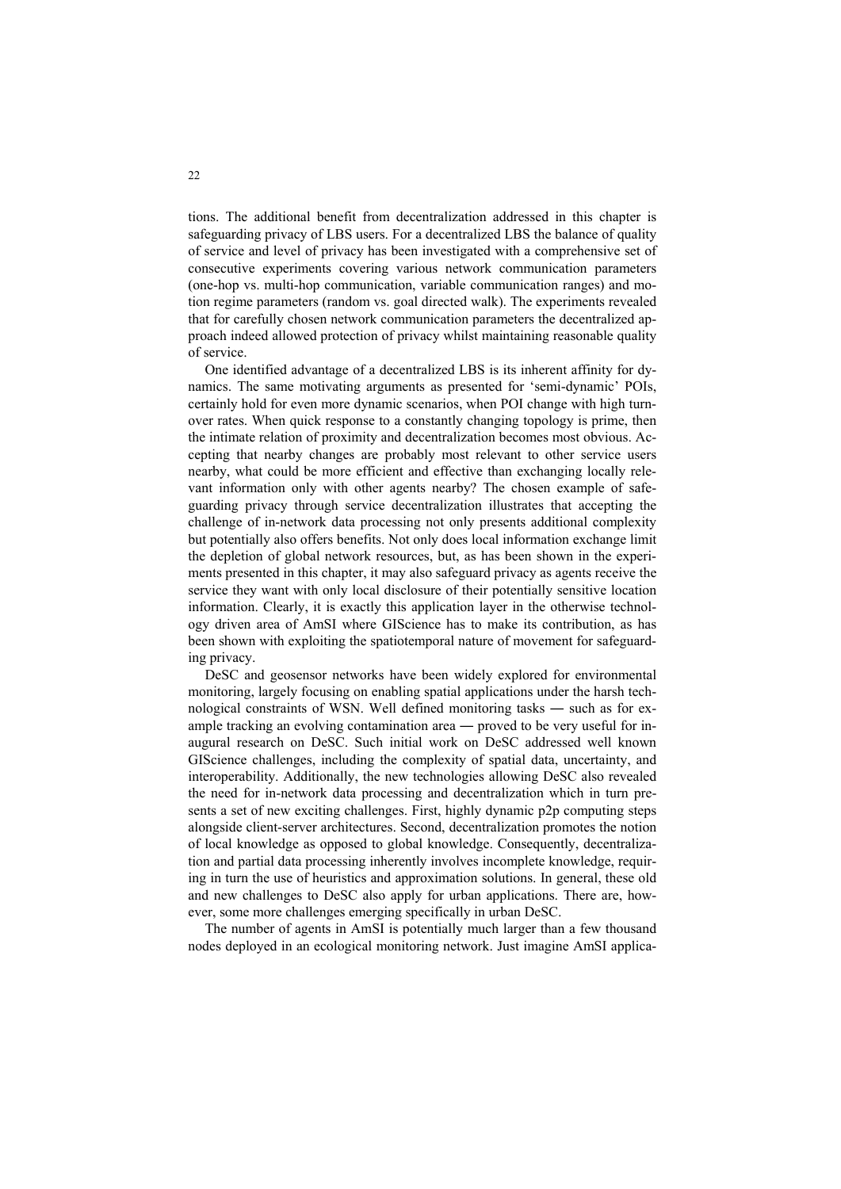tions. The additional benefit from decentralization addressed in this chapter is safeguarding privacy of LBS users. For a decentralized LBS the balance of quality of service and level of privacy has been investigated with a comprehensive set of consecutive experiments covering various network communication parameters (one-hop vs. multi-hop communication, variable communication ranges) and motion regime parameters (random vs. goal directed walk). The experiments revealed that for carefully chosen network communication parameters the decentralized approach indeed allowed protection of privacy whilst maintaining reasonable quality of service.

One identified advantage of a decentralized LBS is its inherent affinity for dynamics. The same motivating arguments as presented for 'semi-dynamic' POIs, certainly hold for even more dynamic scenarios, when POI change with high turnover rates. When quick response to a constantly changing topology is prime, then the intimate relation of proximity and decentralization becomes most obvious. Accepting that nearby changes are probably most relevant to other service users nearby, what could be more efficient and effective than exchanging locally relevant information only with other agents nearby? The chosen example of safeguarding privacy through service decentralization illustrates that accepting the challenge of in-network data processing not only presents additional complexity but potentially also offers benefits. Not only does local information exchange limit the depletion of global network resources, but, as has been shown in the experiments presented in this chapter, it may also safeguard privacy as agents receive the service they want with only local disclosure of their potentially sensitive location information. Clearly, it is exactly this application layer in the otherwise technology driven area of AmSI where GIScience has to make its contribution, as has been shown with exploiting the spatiotemporal nature of movement for safeguarding privacy.

DeSC and geosensor networks have been widely explored for environmental monitoring, largely focusing on enabling spatial applications under the harsh technological constraints of WSN. Well defined monitoring tasks ― such as for example tracking an evolving contamination area ― proved to be very useful for inaugural research on DeSC. Such initial work on DeSC addressed well known GIScience challenges, including the complexity of spatial data, uncertainty, and interoperability. Additionally, the new technologies allowing DeSC also revealed the need for in-network data processing and decentralization which in turn presents a set of new exciting challenges. First, highly dynamic p2p computing steps alongside client-server architectures. Second, decentralization promotes the notion of local knowledge as opposed to global knowledge. Consequently, decentralization and partial data processing inherently involves incomplete knowledge, requiring in turn the use of heuristics and approximation solutions. In general, these old and new challenges to DeSC also apply for urban applications. There are, however, some more challenges emerging specifically in urban DeSC.

The number of agents in AmSI is potentially much larger than a few thousand nodes deployed in an ecological monitoring network. Just imagine AmSI applica-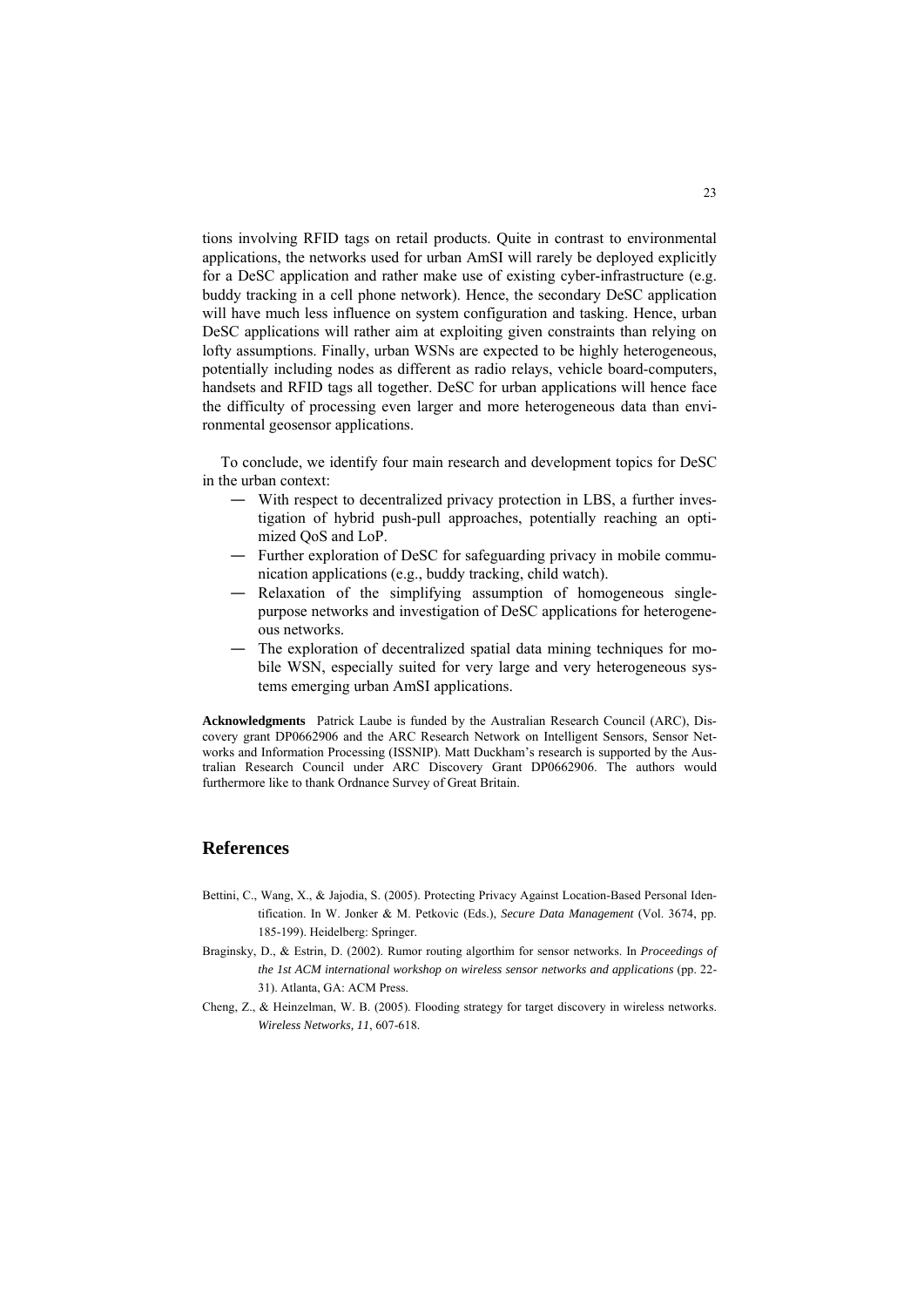tions involving RFID tags on retail products. Quite in contrast to environmental applications, the networks used for urban AmSI will rarely be deployed explicitly for a DeSC application and rather make use of existing cyber-infrastructure (e.g. buddy tracking in a cell phone network). Hence, the secondary DeSC application will have much less influence on system configuration and tasking. Hence, urban DeSC applications will rather aim at exploiting given constraints than relying on lofty assumptions. Finally, urban WSNs are expected to be highly heterogeneous, potentially including nodes as different as radio relays, vehicle board-computers, handsets and RFID tags all together. DeSC for urban applications will hence face the difficulty of processing even larger and more heterogeneous data than environmental geosensor applications.

To conclude, we identify four main research and development topics for DeSC in the urban context:

- With respect to decentralized privacy protection in LBS, a further investigation of hybrid push-pull approaches, potentially reaching an optimized QoS and LoP.
- Further exploration of DeSC for safeguarding privacy in mobile communication applications (e.g., buddy tracking, child watch).
- Relaxation of the simplifying assumption of homogeneous single-purpose networks and investigation of DeSC applications for heterogeneous networks.
- The exploration of decentralized spatial data mining techniques for mobile WSN, especially suited for very large and very heterogeneous systems emerging urban AmSI applications.

**Acknowledgments** Patrick Laube is funded by the Australian Research Council (ARC), Discovery grant DP0662906 and the ARC Research Network on Intelligent Sensors, Sensor Networks and Information Processing (ISSNIP). Matt Duckham's research is supported by the Australian Research Council under ARC Discovery Grant DP0662906. The authors would furthermore like to thank Ordnance Survey of Great Britain.

## References

Bettini, C., Wang, X., & Jajodia, S. (2005). Protecting Privacy Against Location-Based Personal Identification. In W. Jonker & M. Petkovic (Eds.), *Secure Data Management* (Vol. 3674, pp. 185-199). Heidelberg: Springer.

Braginsky, D., & Estrin, D. (2002). Rumor routing algorthim for sensor networks. In *Proceedings of the 1st ACM international workshop on wireless sensor networks and applications* (pp. 22-31). Atlanta, GA: ACM Press.

Cheng, Z., & Heinzelman, W. B. (2005). Flooding strategy for target discovery in wireless networks. *Wireless Networks, 11*, 607-618.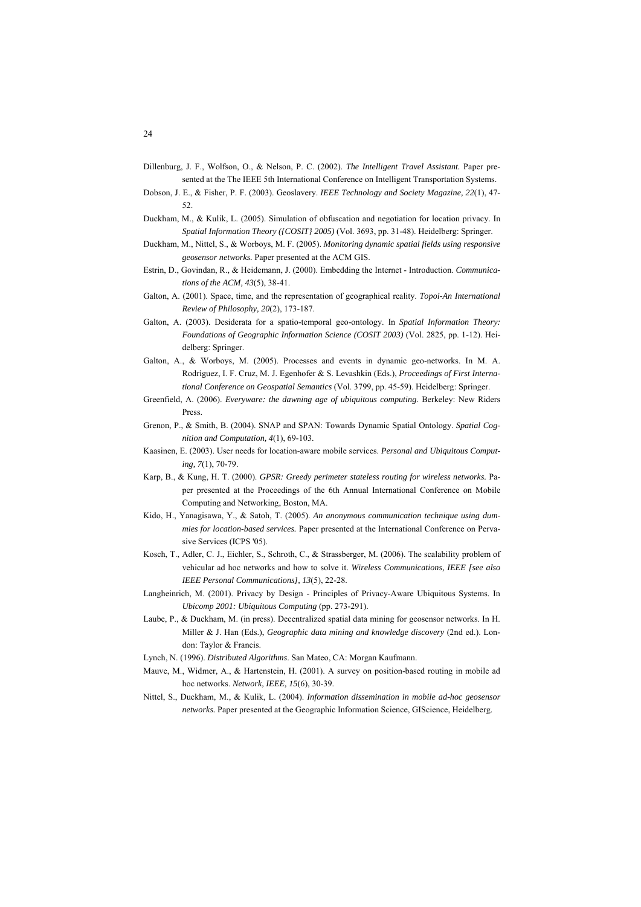Dillenburg, J. F., Wolfson, O., & Nelson, P. C. (2002). *The Intelligent Travel Assistant.* Paper presented at the The IEEE 5th International Conference on Intelligent Transportation Systems.

Dobson, J. E., & Fisher, P. F. (2003). Geoslavery. *IEEE Technology and Society Magazine, 22*(1), 47-52.

Duckham, M., & Kulik, L. (2005). Simulation of obfuscation and negotiation for location privacy. In *Spatial Information Theory ({COSIT} 2005)* (Vol. 3693, pp. 31-48). Heidelberg: Springer.

Duckham, M., Nittel, S., & Worboys, M. F. (2005). *Monitoring dynamic spatial fields using responsive geosensor networks.* Paper presented at the ACM GIS.

Estrin, D., Govindan, R., & Heidemann, J. (2000). Embedding the Internet - Introduction. *Communications of the ACM, 43*(5), 38-41.

Galton, A. (2001). Space, time, and the representation of geographical reality. *Topoi-An International Review of Philosophy, 20*(2), 173-187.

Galton, A. (2003). Desiderata for a spatio-temporal geo-ontology. In *Spatial Information Theory: Foundations of Geographic Information Science (COSIT 2003)* (Vol. 2825, pp. 1-12). Heidelberg: Springer.

Galton, A., & Worboys, M. (2005). Processes and events in dynamic geo-networks. In M. A. Rodriguez, I. F. Cruz, M. J. Egenhofer & S. Levashkin (Eds.), *Proceedings of First International Conference on Geospatial Semantics* (Vol. 3799, pp. 45-59). Heidelberg: Springer.

Greenfield, A. (2006). *Everyware: the dawning age of ubiquitous computing*. Berkeley: New Riders Press.

Grenon, P., & Smith, B. (2004). SNAP and SPAN: Towards Dynamic Spatial Ontology. *Spatial Cognition and Computation, 4*(1), 69-103.

Kaasinen, E. (2003). User needs for location-aware mobile services. *Personal and Ubiquitous Computing, 7*(1), 70-79.

Karp, B., & Kung, H. T. (2000). *GPSR: Greedy perimeter stateless routing for wireless networks.* Paper presented at the Proceedings of the 6th Annual International Conference on Mobile Computing and Networking, Boston, MA.

Kido, H., Yanagisawa, Y., & Satoh, T. (2005). *An anonymous communication technique using dummies for location-based services.* Paper presented at the International Conference on Pervasive Services (ICPS '05).

Kosch, T., Adler, C. J., Eichler, S., Schroth, C., & Strassberger, M. (2006). The scalability problem of vehicular ad hoc networks and how to solve it. *Wireless Communications, IEEE [see also IEEE Personal Communications], 13*(5), 22-28.

Langheinrich, M. (2001). Privacy by Design - Principles of Privacy-Aware Ubiquitous Systems. In *Ubicomp 2001: Ubiquitous Computing* (pp. 273-291).

Laube, P., & Duckham, M. (in press). Decentralized spatial data mining for geosensor networks. In H. Miller & J. Han (Eds.), *Geographic data mining and knowledge discovery* (2nd ed.). London: Taylor & Francis.

Lynch, N. (1996). *Distributed Algorithms*. San Mateo, CA: Morgan Kaufmann.

Mauve, M., Widmer, A., & Hartenstein, H. (2001). A survey on position-based routing in mobile ad hoc networks. *Network, IEEE, 15*(6), 30-39.

Nittel, S., Duckham, M., & Kulik, L. (2004). *Information dissemination in mobile ad-hoc geosensor networks.* Paper presented at the Geographic Information Science, GIScience, Heidelberg.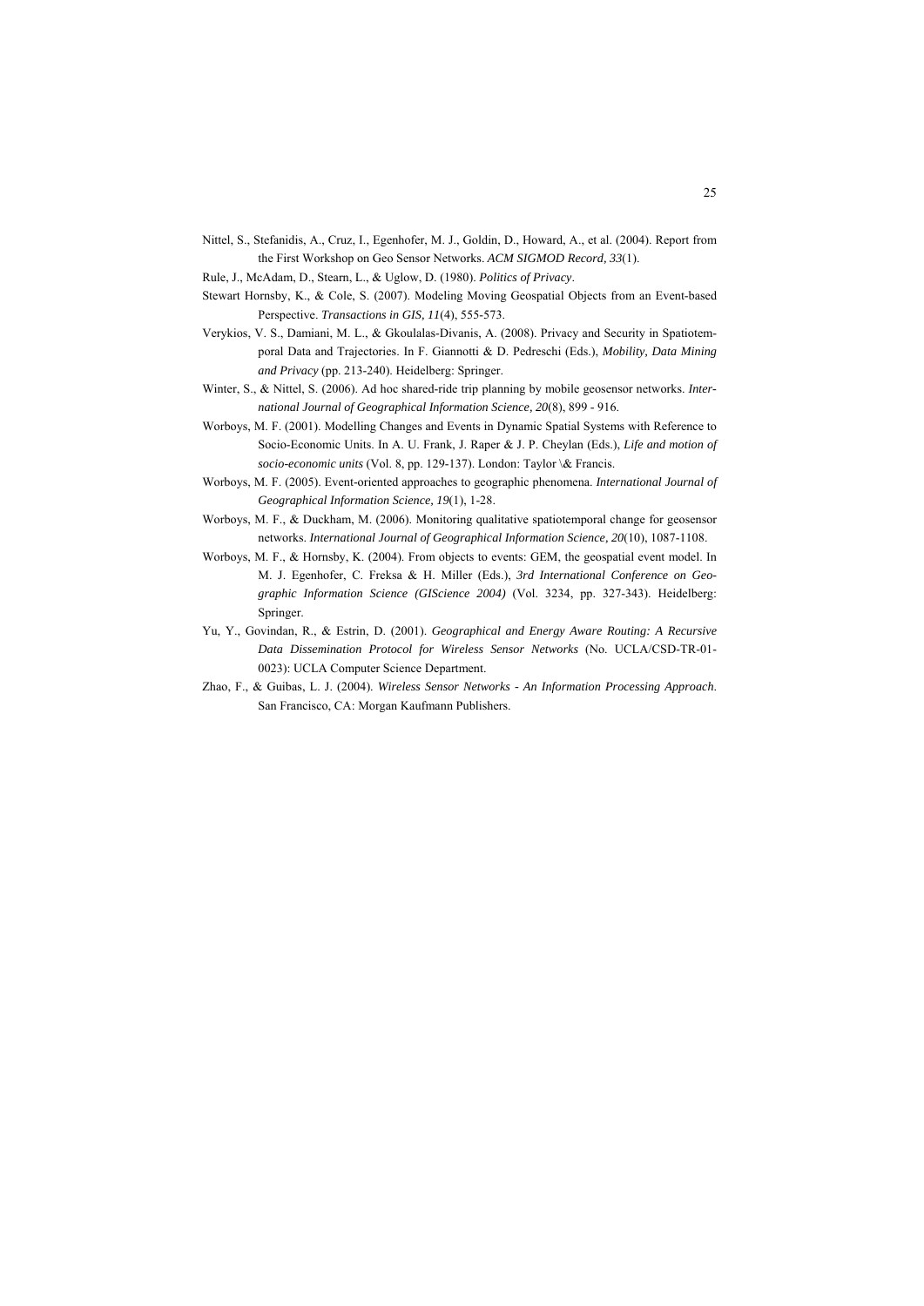Nittel, S., Stefanidis, A., Cruz, I., Egenhofer, M. J., Goldin, D., Howard, A., et al. (2004). Report from the First Workshop on Geo Sensor Networks. *ACM SIGMOD Record, 33*(1).

Rule, J., McAdam, D., Stearn, L., & Uglow, D. (1980). *Politics of Privacy*.

Stewart Hornsby, K., & Cole, S. (2007). Modeling Moving Geospatial Objects from an Event-based Perspective. *Transactions in GIS, 11*(4), 555-573.

Verykios, V. S., Damiani, M. L., & Gkoulalas-Divanis, A. (2008). Privacy and Security in Spatiotemporal Data and Trajectories. In F. Giannotti & D. Pedreschi (Eds.), *Mobility, Data Mining and Privacy* (pp. 213-240). Heidelberg: Springer.

Winter, S., & Nittel, S. (2006). Ad hoc shared-ride trip planning by mobile geosensor networks. *International Journal of Geographical Information Science, 20*(8), 899 - 916.

Worboys, M. F. (2001). Modelling Changes and Events in Dynamic Spatial Systems with Reference to Socio-Economic Units. In A. U. Frank, J. Raper & J. P. Cheylan (Eds.), *Life and motion of socio-economic units* (Vol. 8, pp. 129-137). London: Taylor \& Francis.

Worboys, M. F. (2005). Event-oriented approaches to geographic phenomena. *International Journal of Geographical Information Science, 19*(1), 1-28.

Worboys, M. F., & Duckham, M. (2006). Monitoring qualitative spatiotemporal change for geosensor networks. *International Journal of Geographical Information Science, 20*(10), 1087-1108.

Worboys, M. F., & Hornsby, K. (2004). From objects to events: GEM, the geospatial event model. In M. J. Egenhofer, C. Freksa & H. Miller (Eds.), *3rd International Conference on Geographic Information Science (GIScience 2004)* (Vol. 3234, pp. 327-343). Heidelberg: Springer.

Yu, Y., Govindan, R., & Estrin, D. (2001). *Geographical and Energy Aware Routing: A Recursive Data Dissemination Protocol for Wireless Sensor Networks* (No. UCLA/CSD-TR-01-0023): UCLA Computer Science Department.

Zhao, F., & Guibas, L. J. (2004). *Wireless Sensor Networks - An Information Processing Approach*. San Francisco, CA: Morgan Kaufmann Publishers.